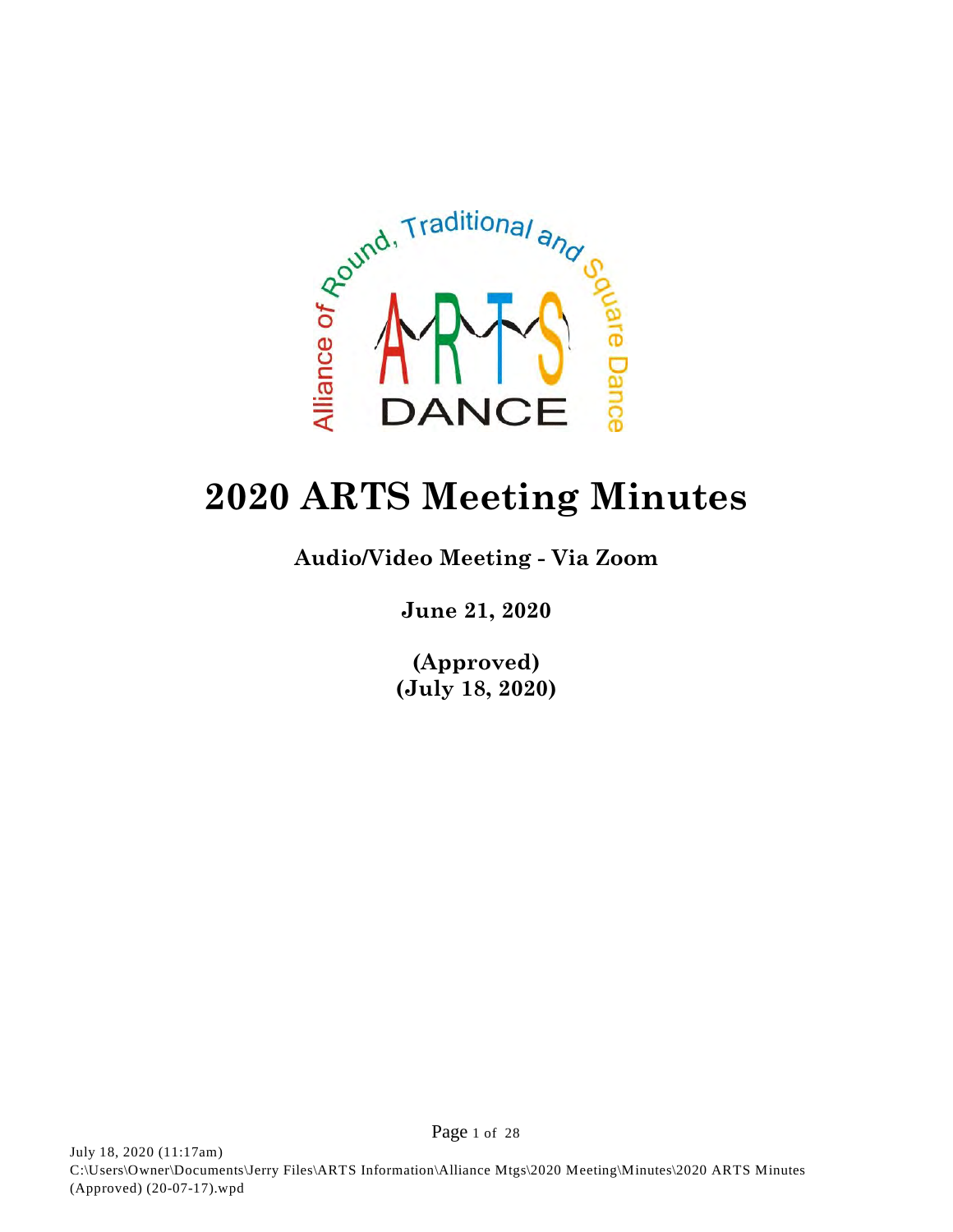# 2020 ARTS Meeting Minutes

### Audio/Video Meeting - Via Zoom

### June 21, 2020

### (Approved)
### (July 18, 2020)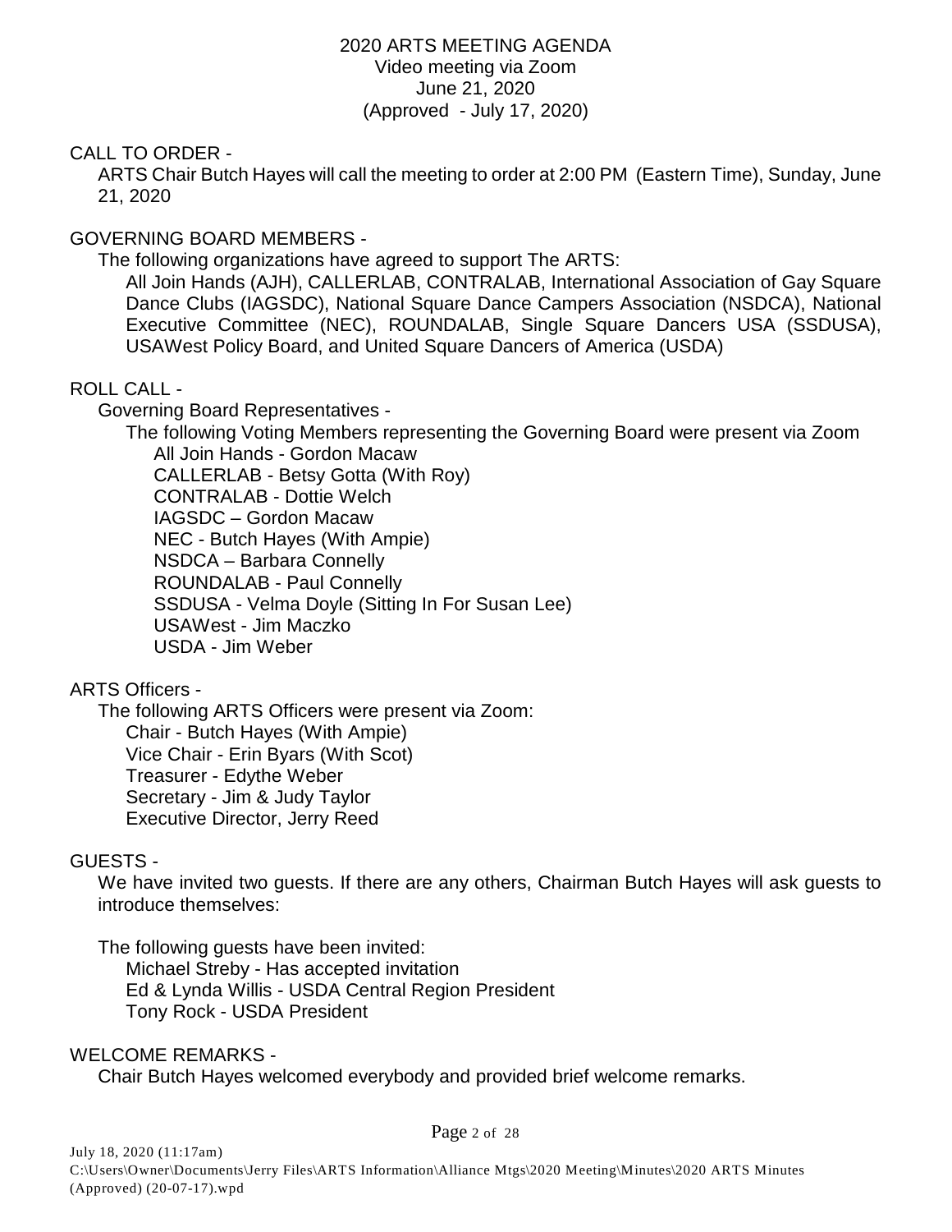2020 ARTS MEETING AGENDA
Video meeting via Zoom
June 21, 2020
(Approved - July 17, 2020)

CALL TO ORDER -

ARTS Chair Butch Hayes will call the meeting to order at 2:00 PM (Eastern Time), Sunday, June 21, 2020

GOVERNING BOARD MEMBERS -

The following organizations have agreed to support The ARTS:

All Join Hands (AJH), CALLERLAB, CONTRALAB, International Association of Gay Square Dance Clubs (IAGSDC), National Square Dance Campers Association (NSDCA), National Executive Committee (NEC), ROUNDALAB, Single Square Dancers USA (SSDUSA), USAWest Policy Board, and United Square Dancers of America (USDA)

ROLL CALL -

Governing Board Representatives -

The following Voting Members representing the Governing Board were present via Zoom

- All Join Hands - Gordon Macaw
- CALLERLAB - Betsy Gotta (With Roy)
- CONTRALAB - Dottie Welch
- IAGSDC – Gordon Macaw
- NEC - Butch Hayes (With Ampie)
- NSDCA – Barbara Connelly
- ROUNDALAB - Paul Connelly
- SSDUSA - Velma Doyle (Sitting In For Susan Lee)
- USAWest - Jim Maczko
- USDA - Jim Weber

ARTS Officers -

The following ARTS Officers were present via Zoom:

- Chair - Butch Hayes (With Ampie)
- Vice Chair - Erin Byars (With Scot)
- Treasurer - Edythe Weber
- Secretary - Jim & Judy Taylor
- Executive Director, Jerry Reed

GUESTS -

We have invited two guests. If there are any others, Chairman Butch Hayes will ask guests to introduce themselves:

The following guests have been invited:

- Michael Streby - Has accepted invitation
- Ed & Lynda Willis - USDA Central Region President
- Tony Rock - USDA President

WELCOME REMARKS -

Chair Butch Hayes welcomed everybody and provided brief welcome remarks.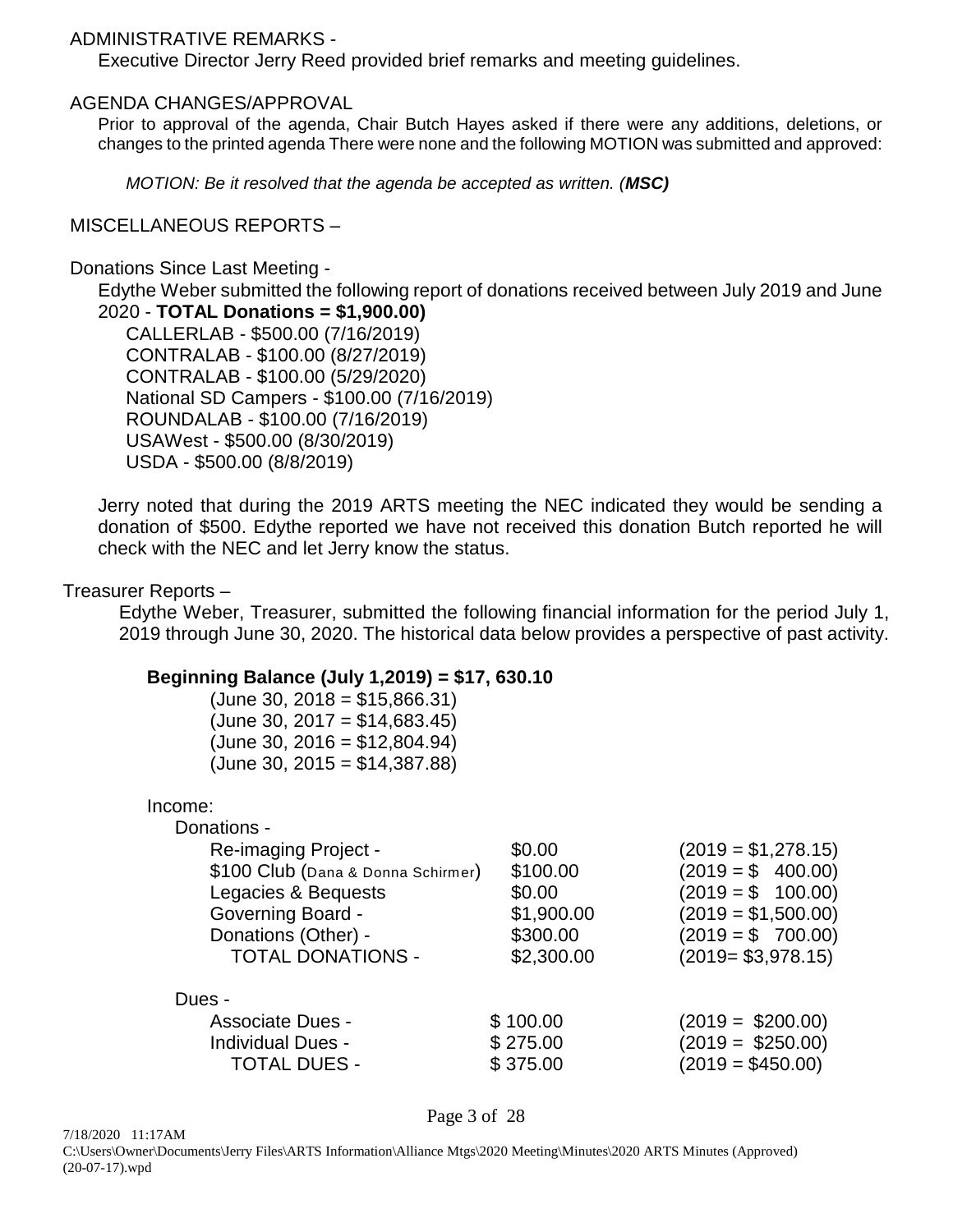## ADMINISTRATIVE REMARKS -

Executive Director Jerry Reed provided brief remarks and meeting guidelines.

## AGENDA CHANGES/APPROVAL

Prior to approval of the agenda, Chair Butch Hayes asked if there were any additions, deletions, or changes to the printed agenda There were none and the following MOTION was submitted and approved:

*MOTION: Be it resolved that the agenda be accepted as written. (**MSC)***

## MISCELLANEOUS REPORTS –

### Donations Since Last Meeting -

Edythe Weber submitted the following report of donations received between July 2019 and June 2020 - **TOTAL Donations = $1,900.00)**

- CALLERLAB - $500.00 (7/16/2019)
- CONTRALAB - $100.00 (8/27/2019)
- CONTRALAB - $100.00 (5/29/2020)
- National SD Campers - $100.00 (7/16/2019)
- ROUNDALAB - $100.00 (7/16/2019)
- USAWest - $500.00 (8/30/2019)
- USDA - $500.00 (8/8/2019)

Jerry noted that during the 2019 ARTS meeting the NEC indicated they would be sending a donation of $500. Edythe reported we have not received this donation Butch reported he will check with the NEC and let Jerry know the status.

### Treasurer Reports –

Edythe Weber, Treasurer, submitted the following financial information for the period July 1, 2019 through June 30, 2020. The historical data below provides a perspective of past activity.

**Beginning Balance (July 1,2019) = $17, 630.10**

(June 30, 2018 = $15,866.31)
(June 30, 2017 = $14,683.45)
(June 30, 2016 = $12,804.94)
(June 30, 2015 = $14,387.88)

Income:

| | | |
|---|---|---|
| **Donations -** | | |
| Re-imaging Project - | $0.00 | (2019 = $1,278.15) |
| $100 Club (Dana & Donna Schirmer) | $100.00 | (2019 = $ 400.00) |
| Legacies & Bequests | $0.00 | (2019 = $ 100.00) |
| Governing Board - | $1,900.00 | (2019 = $1,500.00) |
| Donations (Other) - | $300.00 | (2019 = $ 700.00) |
| TOTAL DONATIONS - | $2,300.00 | (2019= $3,978.15) |
| **Dues -** | | |
| Associate Dues - | $ 100.00 | (2019 = $200.00) |
| Individual Dues - | $ 275.00 | (2019 = $250.00) |
| TOTAL DUES - | $ 375.00 | (2019 = $450.00) |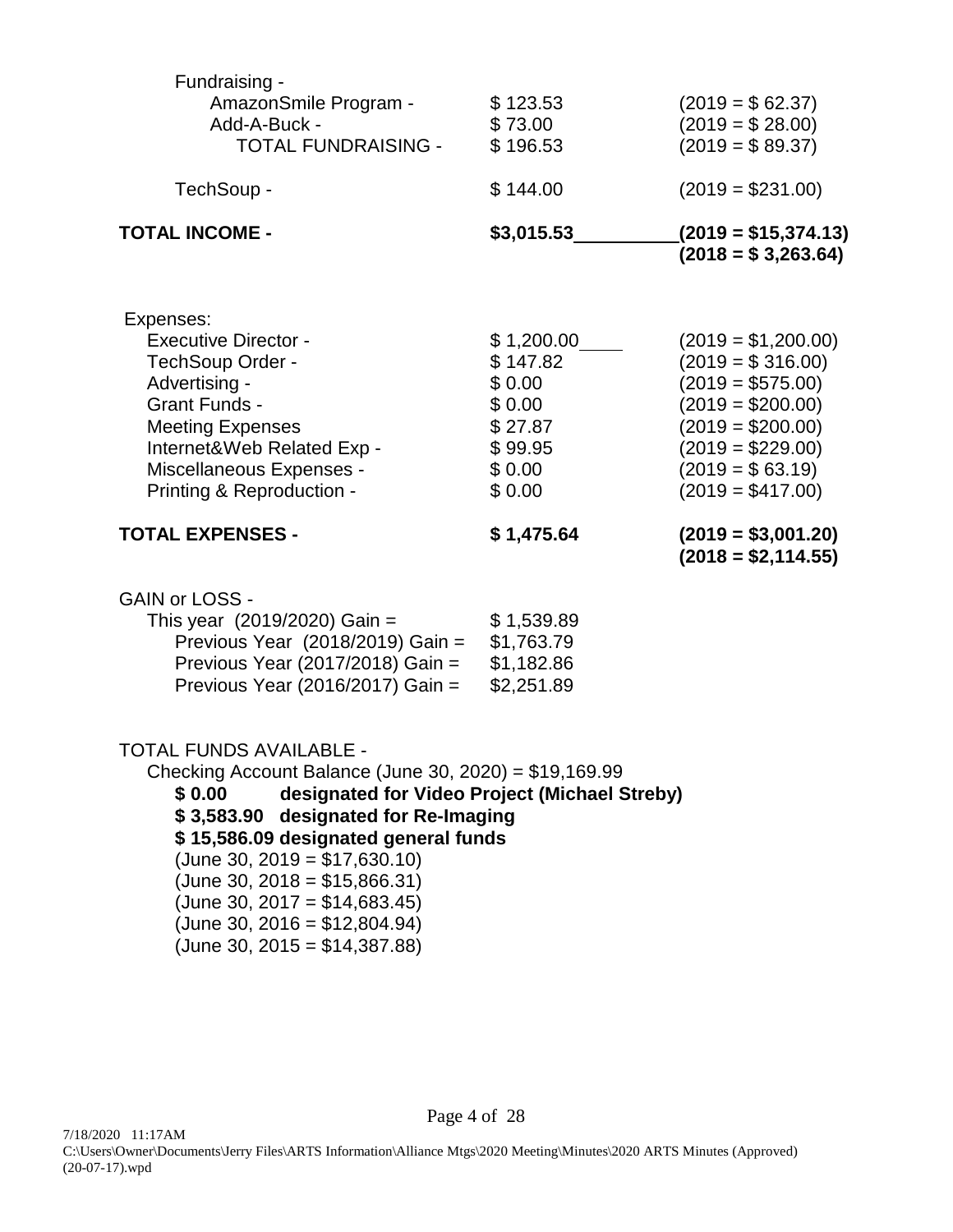Fundraising -

| | | |
|---|---|---|
| AmazonSmile Program - | $ 123.53 | (2019 = $ 62.37) |
| Add-A-Buck - | $ 73.00 | (2019 = $ 28.00) |
| TOTAL FUNDRAISING - | $ 196.53 | (2019 = $ 89.37) |
| TechSoup - | $ 144.00 | (2019 = $231.00) |
| **TOTAL INCOME -** | **$3,015.53** | **(2019 = $15,374.13)** **(2018 = $ 3,263.64)** |

Expenses:

| | | |
|---|---|---|
| Executive Director - | $ 1,200.00 | (2019 = $1,200.00) |
| TechSoup Order - | $ 147.82 | (2019 = $ 316.00) |
| Advertising - | $ 0.00 | (2019 = $575.00) |
| Grant Funds - | $ 0.00 | (2019 = $200.00) |
| Meeting Expenses | $ 27.87 | (2019 = $200.00) |
| Internet&Web Related Exp - | $ 99.95 | (2019 = $229.00) |
| Miscellaneous Expenses - | $ 0.00 | (2019 = $ 63.19) |
| Printing & Reproduction - | $ 0.00 | (2019 = $417.00) |
| **TOTAL EXPENSES -** | **$ 1,475.64** | **(2019 = $3,001.20)** **(2018 = $2,114.55)** |

GAIN or LOSS -

| | |
|---|---|
| This year (2019/2020) Gain = | $ 1,539.89 |
| Previous Year (2018/2019) Gain = | $1,763.79 |
| Previous Year (2017/2018) Gain = | $1,182.86 |
| Previous Year (2016/2017) Gain = | $2,251.89 |

TOTAL FUNDS AVAILABLE -

Checking Account Balance (June 30, 2020) = $19,169.99

**$ 0.00 designated for Video Project (Michael Streby)**
**$ 3,583.90 designated for Re-Imaging**
**$ 15,586.09 designated general funds**

(June 30, 2019 = $17,630.10)
(June 30, 2018 = $15,866.31)
(June 30, 2017 = $14,683.45)
(June 30, 2016 = $12,804.94)
(June 30, 2015 = $14,387.88)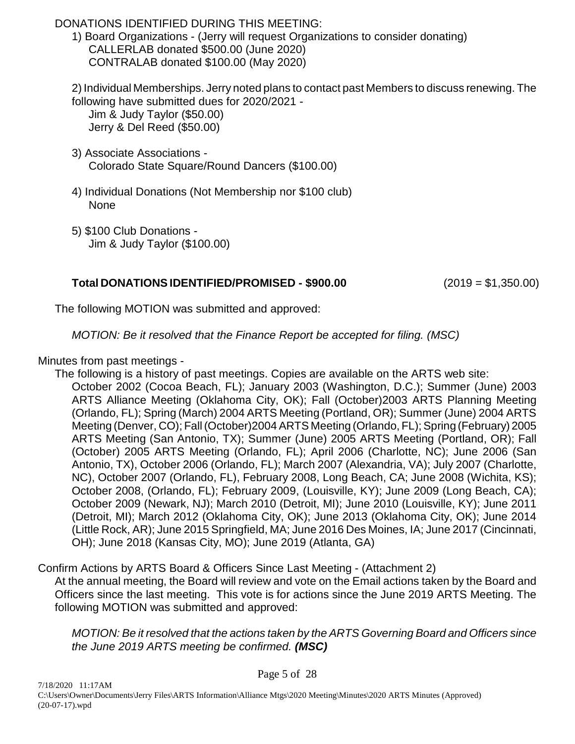DONATIONS IDENTIFIED DURING THIS MEETING:

1) Board Organizations - (Jerry will request Organizations to consider donating)
   CALLERLAB donated $500.00 (June 2020)
   CONTRALAB donated $100.00 (May 2020)

2) Individual Memberships. Jerry noted plans to contact past Members to discuss renewing. The following have submitted dues for 2020/2021 -
   Jim & Judy Taylor ($50.00)
   Jerry & Del Reed ($50.00)

3) Associate Associations -
   Colorado State Square/Round Dancers ($100.00)

4) Individual Donations (Not Membership nor $100 club)
   None

5) $100 Club Donations -
   Jim & Judy Taylor ($100.00)

**Total DONATIONS IDENTIFIED/PROMISED - $900.00** (2019 = $1,350.00)

The following MOTION was submitted and approved:

*MOTION: Be it resolved that the Finance Report be accepted for filing. (MSC)*

Minutes from past meetings -

The following is a history of past meetings. Copies are available on the ARTS web site:
October 2002 (Cocoa Beach, FL); January 2003 (Washington, D.C.); Summer (June) 2003 ARTS Alliance Meeting (Oklahoma City, OK); Fall (October)2003 ARTS Planning Meeting (Orlando, FL); Spring (March) 2004 ARTS Meeting (Portland, OR); Summer (June) 2004 ARTS Meeting (Denver, CO); Fall (October)2004 ARTS Meeting (Orlando, FL); Spring (February) 2005 ARTS Meeting (San Antonio, TX); Summer (June) 2005 ARTS Meeting (Portland, OR); Fall (October) 2005 ARTS Meeting (Orlando, FL); April 2006 (Charlotte, NC); June 2006 (San Antonio, TX), October 2006 (Orlando, FL); March 2007 (Alexandria, VA); July 2007 (Charlotte, NC), October 2007 (Orlando, FL), February 2008, Long Beach, CA; June 2008 (Wichita, KS); October 2008, (Orlando, FL); February 2009, (Louisville, KY); June 2009 (Long Beach, CA); October 2009 (Newark, NJ); March 2010 (Detroit, MI); June 2010 (Louisville, KY); June 2011 (Detroit, MI); March 2012 (Oklahoma City, OK); June 2013 (Oklahoma City, OK); June 2014 (Little Rock, AR); June 2015 Springfield, MA; June 2016 Des Moines, IA; June 2017 (Cincinnati, OH); June 2018 (Kansas City, MO); June 2019 (Atlanta, GA)

Confirm Actions by ARTS Board & Officers Since Last Meeting - (Attachment 2)

At the annual meeting, the Board will review and vote on the Email actions taken by the Board and Officers since the last meeting. This vote is for actions since the June 2019 ARTS Meeting. The following MOTION was submitted and approved:

*MOTION: Be it resolved that the actions taken by the ARTS Governing Board and Officers since the June 2019 ARTS meeting be confirmed.* ***(MSC)***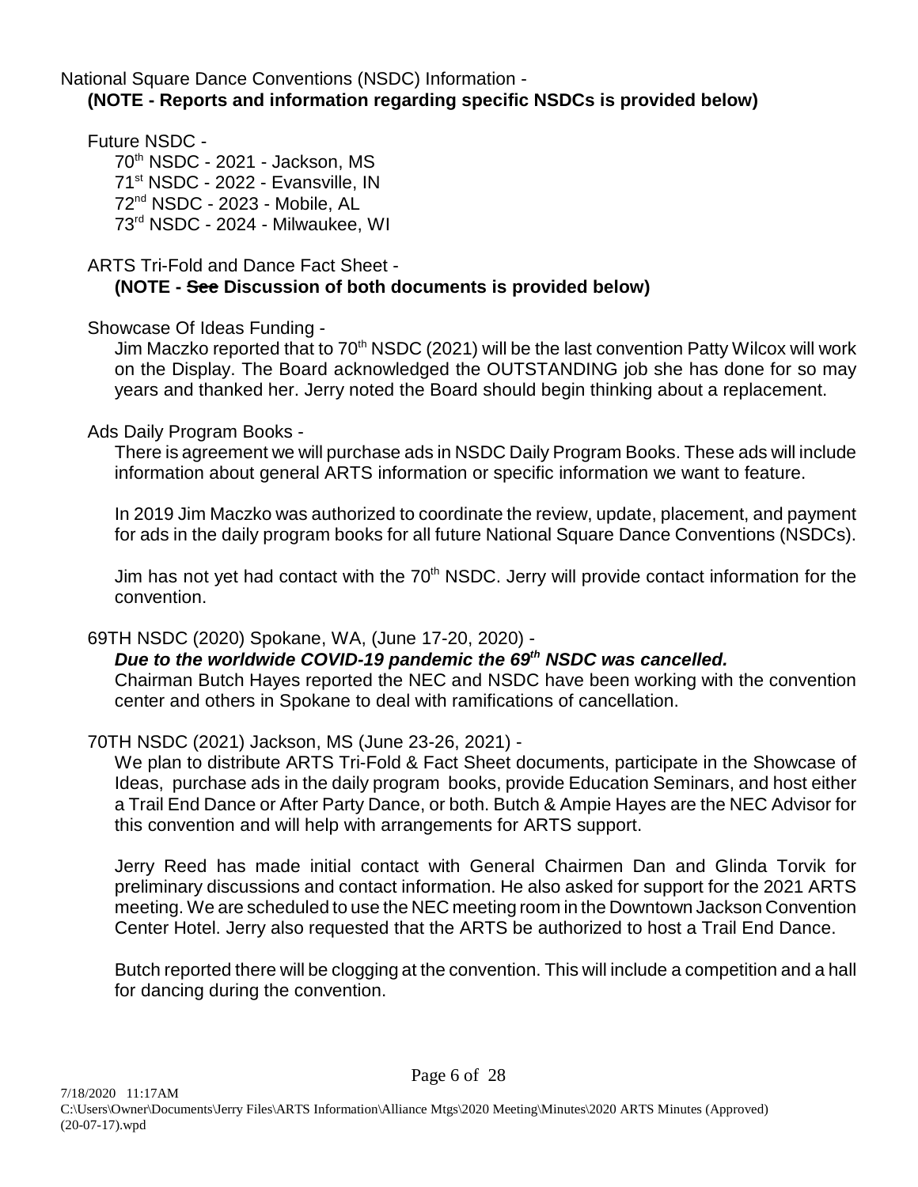National Square Dance Conventions (NSDC) Information -

**(NOTE - Reports and information regarding specific NSDCs is provided below)**

Future NSDC -

70th NSDC - 2021 - Jackson, MS
71st NSDC - 2022 - Evansville, IN
72nd NSDC - 2023 - Mobile, AL
73rd NSDC - 2024 - Milwaukee, WI

ARTS Tri-Fold and Dance Fact Sheet -

**(NOTE - ~~See~~ Discussion of both documents is provided below)**

Showcase Of Ideas Funding -

Jim Maczko reported that to 70th NSDC (2021) will be the last convention Patty Wilcox will work on the Display. The Board acknowledged the OUTSTANDING job she has done for so may years and thanked her. Jerry noted the Board should begin thinking about a replacement.

Ads Daily Program Books -

There is agreement we will purchase ads in NSDC Daily Program Books. These ads will include information about general ARTS information or specific information we want to feature.

In 2019 Jim Maczko was authorized to coordinate the review, update, placement, and payment for ads in the daily program books for all future National Square Dance Conventions (NSDCs).

Jim has not yet had contact with the 70th NSDC. Jerry will provide contact information for the convention.

69TH NSDC (2020) Spokane, WA, (June 17-20, 2020) -

***Due to the worldwide COVID-19 pandemic the 69th NSDC was cancelled.***

Chairman Butch Hayes reported the NEC and NSDC have been working with the convention center and others in Spokane to deal with ramifications of cancellation.

70TH NSDC (2021) Jackson, MS (June 23-26, 2021) -

We plan to distribute ARTS Tri-Fold & Fact Sheet documents, participate in the Showcase of Ideas, purchase ads in the daily program books, provide Education Seminars, and host either a Trail End Dance or After Party Dance, or both. Butch & Ampie Hayes are the NEC Advisor for this convention and will help with arrangements for ARTS support.

Jerry Reed has made initial contact with General Chairmen Dan and Glinda Torvik for preliminary discussions and contact information. He also asked for support for the 2021 ARTS meeting. We are scheduled to use the NEC meeting room in the Downtown Jackson Convention Center Hotel. Jerry also requested that the ARTS be authorized to host a Trail End Dance.

Butch reported there will be clogging at the convention. This will include a competition and a hall for dancing during the convention.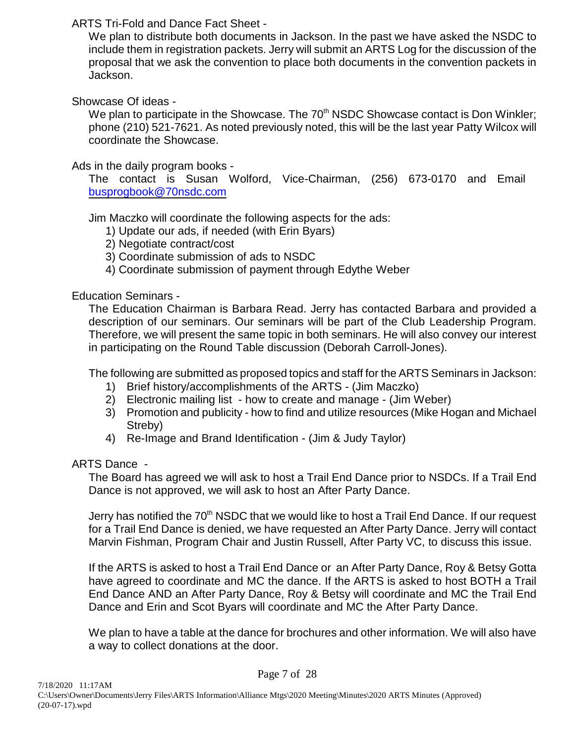ARTS Tri-Fold and Dance Fact Sheet -

We plan to distribute both documents in Jackson. In the past we have asked the NSDC to include them in registration packets. Jerry will submit an ARTS Log for the discussion of the proposal that we ask the convention to place both documents in the convention packets in Jackson.

Showcase Of ideas -

We plan to participate in the Showcase. The 70th NSDC Showcase contact is Don Winkler; phone (210) 521-7621. As noted previously noted, this will be the last year Patty Wilcox will coordinate the Showcase.

Ads in the daily program books -

The contact is Susan Wolford, Vice-Chairman, (256) 673-0170 and Email busprogbook@70nsdc.com

Jim Maczko will coordinate the following aspects for the ads:

1) Update our ads, if needed (with Erin Byars)
2) Negotiate contract/cost
3) Coordinate submission of ads to NSDC
4) Coordinate submission of payment through Edythe Weber

Education Seminars -

The Education Chairman is Barbara Read. Jerry has contacted Barbara and provided a description of our seminars. Our seminars will be part of the Club Leadership Program. Therefore, we will present the same topic in both seminars. He will also convey our interest in participating on the Round Table discussion (Deborah Carroll-Jones).

The following are submitted as proposed topics and staff for the ARTS Seminars in Jackson:

1) Brief history/accomplishments of the ARTS - (Jim Maczko)
2) Electronic mailing list - how to create and manage - (Jim Weber)
3) Promotion and publicity - how to find and utilize resources (Mike Hogan and Michael Streby)
4) Re-Image and Brand Identification - (Jim & Judy Taylor)

ARTS Dance -

The Board has agreed we will ask to host a Trail End Dance prior to NSDCs. If a Trail End Dance is not approved, we will ask to host an After Party Dance.

Jerry has notified the 70th NSDC that we would like to host a Trail End Dance. If our request for a Trail End Dance is denied, we have requested an After Party Dance. Jerry will contact Marvin Fishman, Program Chair and Justin Russell, After Party VC, to discuss this issue.

If the ARTS is asked to host a Trail End Dance or an After Party Dance, Roy & Betsy Gotta have agreed to coordinate and MC the dance. If the ARTS is asked to host BOTH a Trail End Dance AND an After Party Dance, Roy & Betsy will coordinate and MC the Trail End Dance and Erin and Scot Byars will coordinate and MC the After Party Dance.

We plan to have a table at the dance for brochures and other information. We will also have a way to collect donations at the door.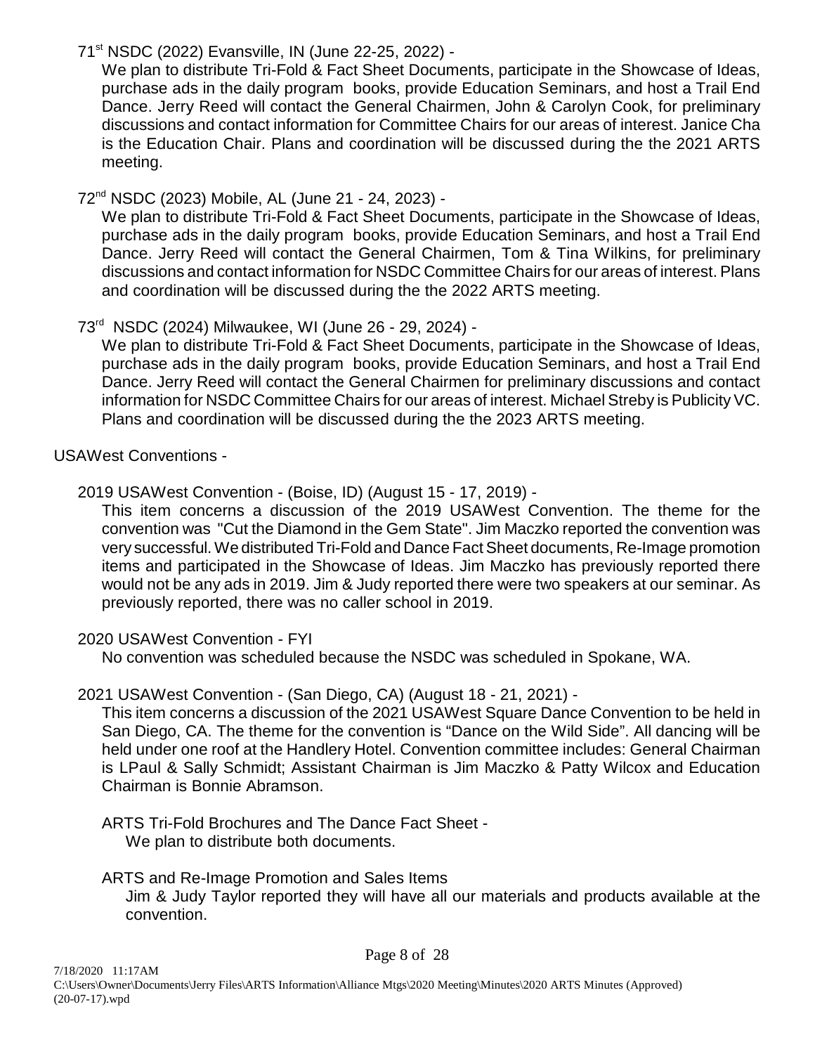71st NSDC (2022) Evansville, IN (June 22-25, 2022) -

We plan to distribute Tri-Fold & Fact Sheet Documents, participate in the Showcase of Ideas, purchase ads in the daily program books, provide Education Seminars, and host a Trail End Dance. Jerry Reed will contact the General Chairmen, John & Carolyn Cook, for preliminary discussions and contact information for Committee Chairs for our areas of interest. Janice Cha is the Education Chair. Plans and coordination will be discussed during the the 2021 ARTS meeting.

72nd NSDC (2023) Mobile, AL (June 21 - 24, 2023) -

We plan to distribute Tri-Fold & Fact Sheet Documents, participate in the Showcase of Ideas, purchase ads in the daily program books, provide Education Seminars, and host a Trail End Dance. Jerry Reed will contact the General Chairmen, Tom & Tina Wilkins, for preliminary discussions and contact information for NSDC Committee Chairs for our areas of interest. Plans and coordination will be discussed during the the 2022 ARTS meeting.

73rd NSDC (2024) Milwaukee, WI (June 26 - 29, 2024) -

We plan to distribute Tri-Fold & Fact Sheet Documents, participate in the Showcase of Ideas, purchase ads in the daily program books, provide Education Seminars, and host a Trail End Dance. Jerry Reed will contact the General Chairmen for preliminary discussions and contact information for NSDC Committee Chairs for our areas of interest. Michael Streby is Publicity VC. Plans and coordination will be discussed during the the 2023 ARTS meeting.

USAWest Conventions -

2019 USAWest Convention - (Boise, ID) (August 15 - 17, 2019) -

This item concerns a discussion of the 2019 USAWest Convention. The theme for the convention was "Cut the Diamond in the Gem State". Jim Maczko reported the convention was very successful. We distributed Tri-Fold and Dance Fact Sheet documents, Re-Image promotion items and participated in the Showcase of Ideas. Jim Maczko has previously reported there would not be any ads in 2019. Jim & Judy reported there were two speakers at our seminar. As previously reported, there was no caller school in 2019.

2020 USAWest Convention - FYI

No convention was scheduled because the NSDC was scheduled in Spokane, WA.

2021 USAWest Convention - (San Diego, CA) (August 18 - 21, 2021) -

This item concerns a discussion of the 2021 USAWest Square Dance Convention to be held in San Diego, CA. The theme for the convention is "Dance on the Wild Side". All dancing will be held under one roof at the Handlery Hotel. Convention committee includes: General Chairman is LPaul & Sally Schmidt; Assistant Chairman is Jim Maczko & Patty Wilcox and Education Chairman is Bonnie Abramson.

ARTS Tri-Fold Brochures and The Dance Fact Sheet -

We plan to distribute both documents.

ARTS and Re-Image Promotion and Sales Items

Jim & Judy Taylor reported they will have all our materials and products available at the convention.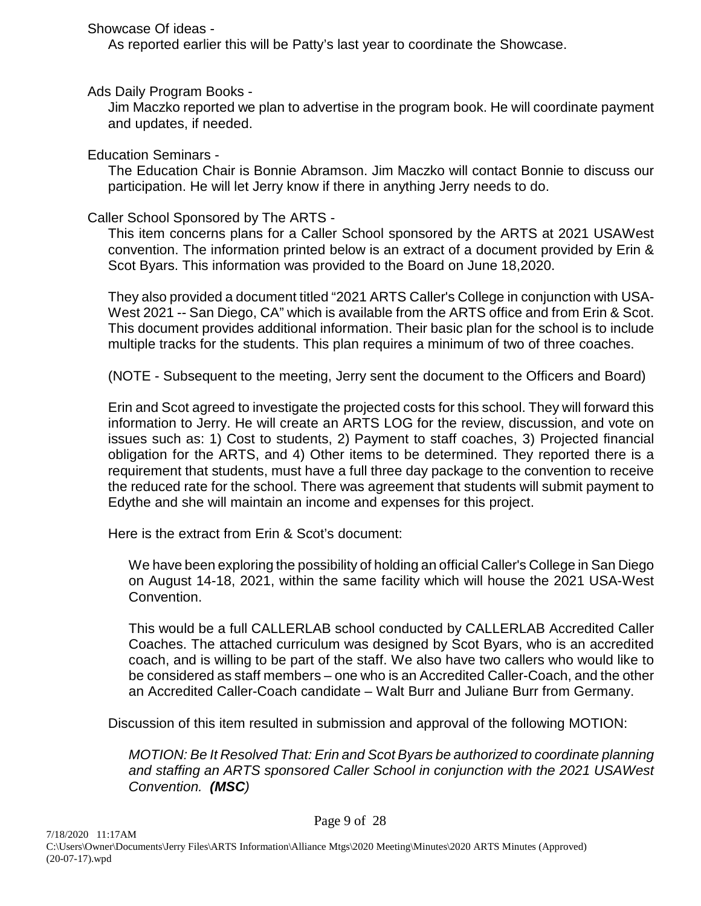Showcase Of ideas -

As reported earlier this will be Patty's last year to coordinate the Showcase.

Ads Daily Program Books -

Jim Maczko reported we plan to advertise in the program book. He will coordinate payment and updates, if needed.

Education Seminars -

The Education Chair is Bonnie Abramson. Jim Maczko will contact Bonnie to discuss our participation. He will let Jerry know if there in anything Jerry needs to do.

Caller School Sponsored by The ARTS -

This item concerns plans for a Caller School sponsored by the ARTS at 2021 USAWest convention. The information printed below is an extract of a document provided by Erin & Scot Byars. This information was provided to the Board on June 18,2020.

They also provided a document titled "2021 ARTS Caller's College in conjunction with USA-West 2021 -- San Diego, CA" which is available from the ARTS office and from Erin & Scot. This document provides additional information. Their basic plan for the school is to include multiple tracks for the students. This plan requires a minimum of two of three coaches.

(NOTE - Subsequent to the meeting, Jerry sent the document to the Officers and Board)

Erin and Scot agreed to investigate the projected costs for this school. They will forward this information to Jerry. He will create an ARTS LOG for the review, discussion, and vote on issues such as: 1) Cost to students, 2) Payment to staff coaches, 3) Projected financial obligation for the ARTS, and 4) Other items to be determined. They reported there is a requirement that students, must have a full three day package to the convention to receive the reduced rate for the school. There was agreement that students will submit payment to Edythe and she will maintain an income and expenses for this project.

Here is the extract from Erin & Scot's document:

> We have been exploring the possibility of holding an official Caller's College in San Diego on August 14-18, 2021, within the same facility which will house the 2021 USA-West Convention.
>
> This would be a full CALLERLAB school conducted by CALLERLAB Accredited Caller Coaches. The attached curriculum was designed by Scot Byars, who is an accredited coach, and is willing to be part of the staff. We also have two callers who would like to be considered as staff members – one who is an Accredited Caller-Coach, and the other an Accredited Caller-Coach candidate – Walt Burr and Juliane Burr from Germany.

Discussion of this item resulted in submission and approval of the following MOTION:

> *MOTION: Be It Resolved That: Erin and Scot Byars be authorized to coordinate planning and staffing an ARTS sponsored Caller School in conjunction with the 2021 USAWest Convention.* ***(MSC)***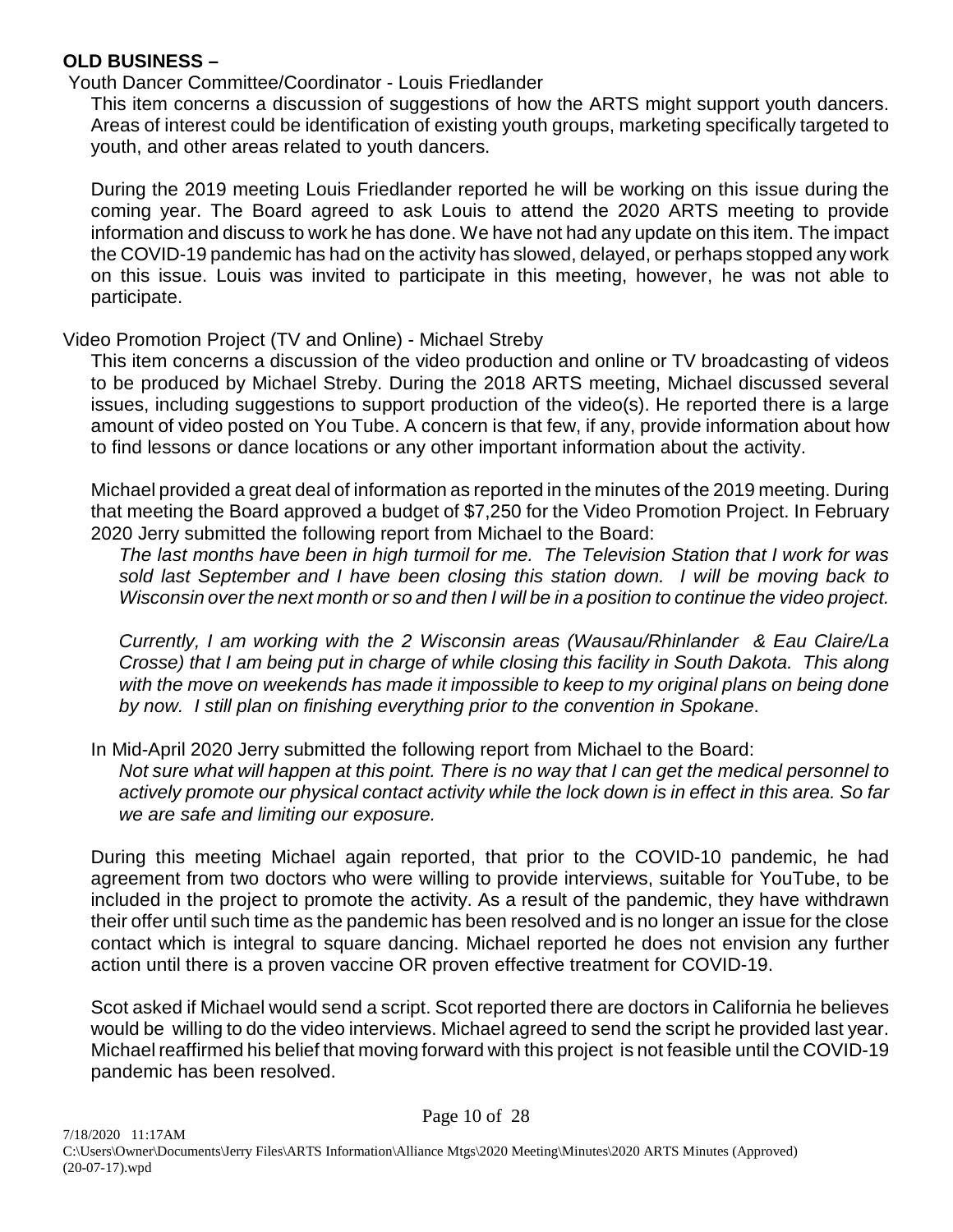**OLD BUSINESS –**

Youth Dancer Committee/Coordinator - Louis Friedlander

This item concerns a discussion of suggestions of how the ARTS might support youth dancers. Areas of interest could be identification of existing youth groups, marketing specifically targeted to youth, and other areas related to youth dancers.

During the 2019 meeting Louis Friedlander reported he will be working on this issue during the coming year. The Board agreed to ask Louis to attend the 2020 ARTS meeting to provide information and discuss to work he has done. We have not had any update on this item. The impact the COVID-19 pandemic has had on the activity has slowed, delayed, or perhaps stopped any work on this issue. Louis was invited to participate in this meeting, however, he was not able to participate.

Video Promotion Project (TV and Online) - Michael Streby

This item concerns a discussion of the video production and online or TV broadcasting of videos to be produced by Michael Streby. During the 2018 ARTS meeting, Michael discussed several issues, including suggestions to support production of the video(s). He reported there is a large amount of video posted on You Tube. A concern is that few, if any, provide information about how to find lessons or dance locations or any other important information about the activity.

Michael provided a great deal of information as reported in the minutes of the 2019 meeting. During that meeting the Board approved a budget of $7,250 for the Video Promotion Project. In February 2020 Jerry submitted the following report from Michael to the Board:

*The last months have been in high turmoil for me. The Television Station that I work for was sold last September and I have been closing this station down. I will be moving back to Wisconsin over the next month or so and then I will be in a position to continue the video project.*

*Currently, I am working with the 2 Wisconsin areas (Wausau/Rhinlander & Eau Claire/La Crosse) that I am being put in charge of while closing this facility in South Dakota. This along with the move on weekends has made it impossible to keep to my original plans on being done by now. I still plan on finishing everything prior to the convention in Spokane*.

In Mid-April 2020 Jerry submitted the following report from Michael to the Board:

*Not sure what will happen at this point. There is no way that I can get the medical personnel to actively promote our physical contact activity while the lock down is in effect in this area. So far we are safe and limiting our exposure.*

During this meeting Michael again reported, that prior to the COVID-10 pandemic, he had agreement from two doctors who were willing to provide interviews, suitable for YouTube, to be included in the project to promote the activity. As a result of the pandemic, they have withdrawn their offer until such time as the pandemic has been resolved and is no longer an issue for the close contact which is integral to square dancing. Michael reported he does not envision any further action until there is a proven vaccine OR proven effective treatment for COVID-19.

Scot asked if Michael would send a script. Scot reported there are doctors in California he believes would be willing to do the video interviews. Michael agreed to send the script he provided last year. Michael reaffirmed his belief that moving forward with this project is not feasible until the COVID-19 pandemic has been resolved.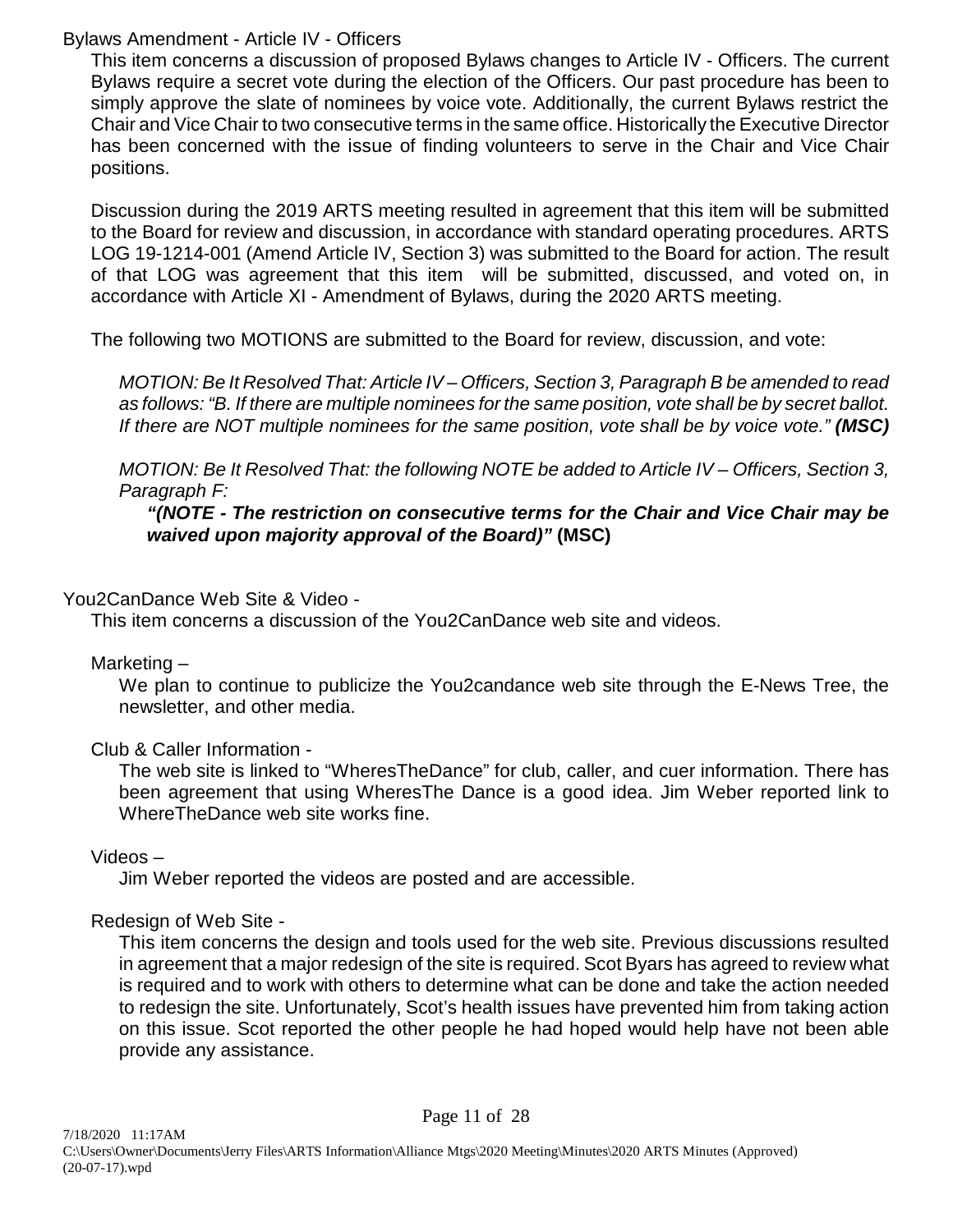## Bylaws Amendment - Article IV - Officers

This item concerns a discussion of proposed Bylaws changes to Article IV - Officers. The current Bylaws require a secret vote during the election of the Officers. Our past procedure has been to simply approve the slate of nominees by voice vote. Additionally, the current Bylaws restrict the Chair and Vice Chair to two consecutive terms in the same office. Historically the Executive Director has been concerned with the issue of finding volunteers to serve in the Chair and Vice Chair positions.

Discussion during the 2019 ARTS meeting resulted in agreement that this item will be submitted to the Board for review and discussion, in accordance with standard operating procedures. ARTS LOG 19-1214-001 (Amend Article IV, Section 3) was submitted to the Board for action. The result of that LOG was agreement that this item will be submitted, discussed, and voted on, in accordance with Article XI - Amendment of Bylaws, during the 2020 ARTS meeting.

The following two MOTIONS are submitted to the Board for review, discussion, and vote:

*MOTION: Be It Resolved That: Article IV – Officers, Section 3, Paragraph B be amended to read as follows: "B. If there are multiple nominees for the same position, vote shall be by secret ballot. If there are NOT multiple nominees for the same position, vote shall be by voice vote."* ***(MSC)***

*MOTION: Be It Resolved That: the following NOTE be added to Article IV – Officers, Section 3, Paragraph F:*

***"(NOTE - The restriction on consecutive terms for the Chair and Vice Chair may be waived upon majority approval of the Board)"*** **(MSC)**

## You2CanDance Web Site & Video -

This item concerns a discussion of the You2CanDance web site and videos.

### Marketing –

We plan to continue to publicize the You2candance web site through the E-News Tree, the newsletter, and other media.

### Club & Caller Information -

The web site is linked to "WheresTheDance" for club, caller, and cuer information. There has been agreement that using WheresThe Dance is a good idea. Jim Weber reported link to WhereTheDance web site works fine.

### Videos –

Jim Weber reported the videos are posted and are accessible.

### Redesign of Web Site -

This item concerns the design and tools used for the web site. Previous discussions resulted in agreement that a major redesign of the site is required. Scot Byars has agreed to review what is required and to work with others to determine what can be done and take the action needed to redesign the site. Unfortunately, Scot's health issues have prevented him from taking action on this issue. Scot reported the other people he had hoped would help have not been able provide any assistance.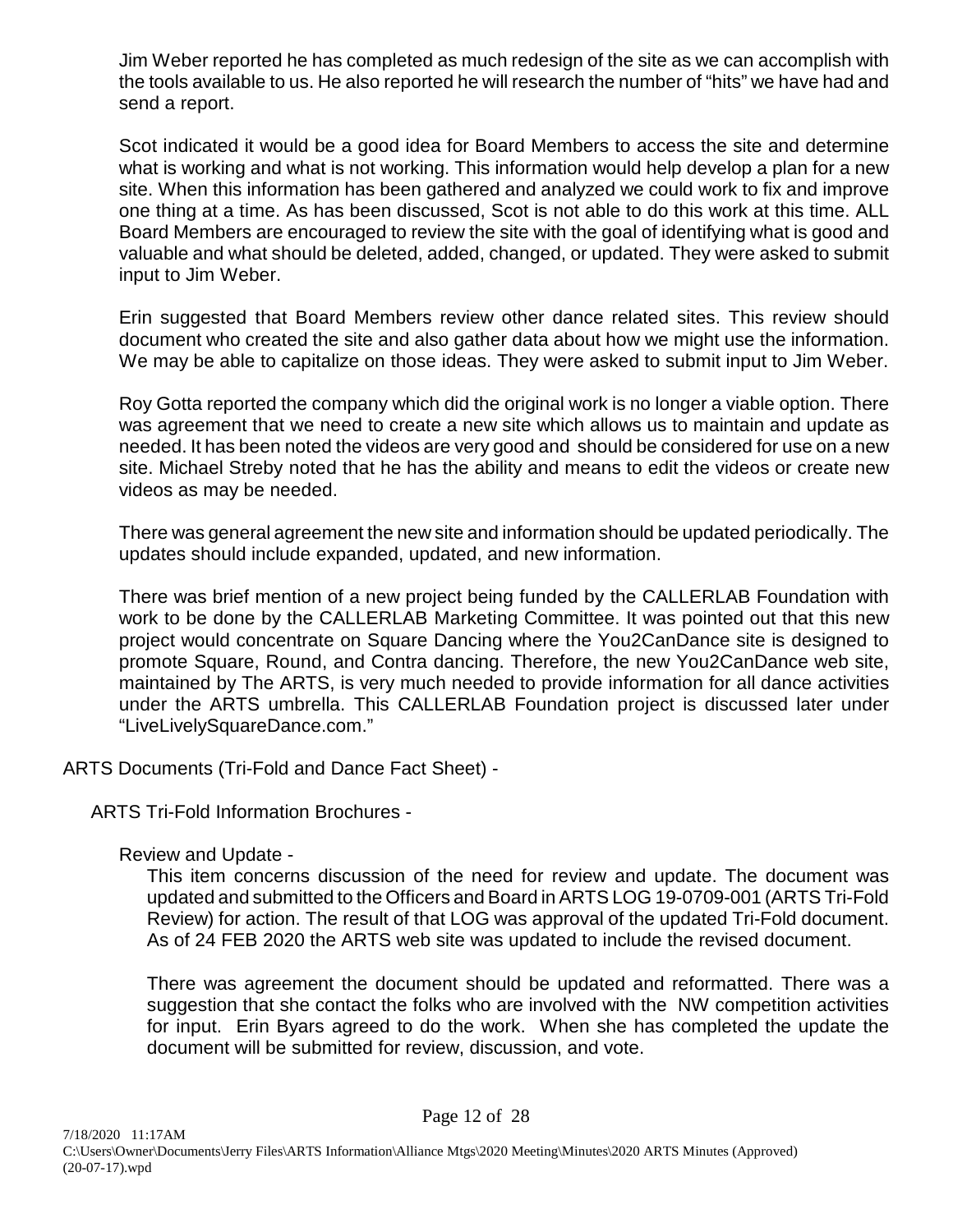Jim Weber reported he has completed as much redesign of the site as we can accomplish with the tools available to us. He also reported he will research the number of "hits" we have had and send a report.

Scot indicated it would be a good idea for Board Members to access the site and determine what is working and what is not working. This information would help develop a plan for a new site. When this information has been gathered and analyzed we could work to fix and improve one thing at a time. As has been discussed, Scot is not able to do this work at this time. ALL Board Members are encouraged to review the site with the goal of identifying what is good and valuable and what should be deleted, added, changed, or updated. They were asked to submit input to Jim Weber.

Erin suggested that Board Members review other dance related sites. This review should document who created the site and also gather data about how we might use the information. We may be able to capitalize on those ideas. They were asked to submit input to Jim Weber.

Roy Gotta reported the company which did the original work is no longer a viable option. There was agreement that we need to create a new site which allows us to maintain and update as needed. It has been noted the videos are very good and should be considered for use on a new site. Michael Streby noted that he has the ability and means to edit the videos or create new videos as may be needed.

There was general agreement the new site and information should be updated periodically. The updates should include expanded, updated, and new information.

There was brief mention of a new project being funded by the CALLERLAB Foundation with work to be done by the CALLERLAB Marketing Committee. It was pointed out that this new project would concentrate on Square Dancing where the You2CanDance site is designed to promote Square, Round, and Contra dancing. Therefore, the new You2CanDance web site, maintained by The ARTS, is very much needed to provide information for all dance activities under the ARTS umbrella. This CALLERLAB Foundation project is discussed later under "LiveLivelySquareDance.com."

ARTS Documents (Tri-Fold and Dance Fact Sheet) -

ARTS Tri-Fold Information Brochures -

Review and Update -

This item concerns discussion of the need for review and update. The document was updated and submitted to the Officers and Board in ARTS LOG 19-0709-001 (ARTS Tri-Fold Review) for action. The result of that LOG was approval of the updated Tri-Fold document. As of 24 FEB 2020 the ARTS web site was updated to include the revised document.

There was agreement the document should be updated and reformatted. There was a suggestion that she contact the folks who are involved with the NW competition activities for input. Erin Byars agreed to do the work. When she has completed the update the document will be submitted for review, discussion, and vote.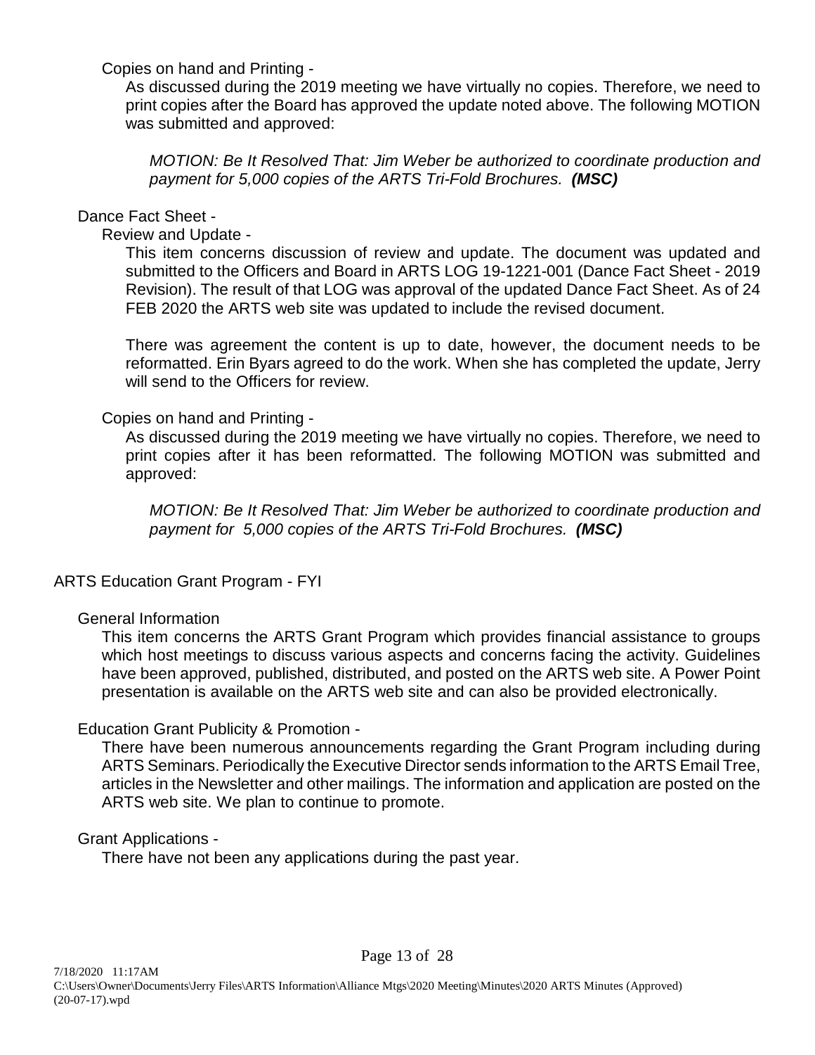Copies on hand and Printing -

As discussed during the 2019 meeting we have virtually no copies. Therefore, we need to print copies after the Board has approved the update noted above. The following MOTION was submitted and approved:

> *MOTION: Be It Resolved That: Jim Weber be authorized to coordinate production and payment for 5,000 copies of the ARTS Tri-Fold Brochures.* ***(MSC)***

Dance Fact Sheet -

Review and Update -

This item concerns discussion of review and update. The document was updated and submitted to the Officers and Board in ARTS LOG 19-1221-001 (Dance Fact Sheet - 2019 Revision). The result of that LOG was approval of the updated Dance Fact Sheet. As of 24 FEB 2020 the ARTS web site was updated to include the revised document.

There was agreement the content is up to date, however, the document needs to be reformatted. Erin Byars agreed to do the work. When she has completed the update, Jerry will send to the Officers for review.

Copies on hand and Printing -

As discussed during the 2019 meeting we have virtually no copies. Therefore, we need to print copies after it has been reformatted. The following MOTION was submitted and approved:

> *MOTION: Be It Resolved That: Jim Weber be authorized to coordinate production and payment for 5,000 copies of the ARTS Tri-Fold Brochures.* ***(MSC)***

ARTS Education Grant Program - FYI

General Information

This item concerns the ARTS Grant Program which provides financial assistance to groups which host meetings to discuss various aspects and concerns facing the activity. Guidelines have been approved, published, distributed, and posted on the ARTS web site. A Power Point presentation is available on the ARTS web site and can also be provided electronically.

Education Grant Publicity & Promotion -

There have been numerous announcements regarding the Grant Program including during ARTS Seminars. Periodically the Executive Director sends information to the ARTS Email Tree, articles in the Newsletter and other mailings. The information and application are posted on the ARTS web site. We plan to continue to promote.

Grant Applications -

There have not been any applications during the past year.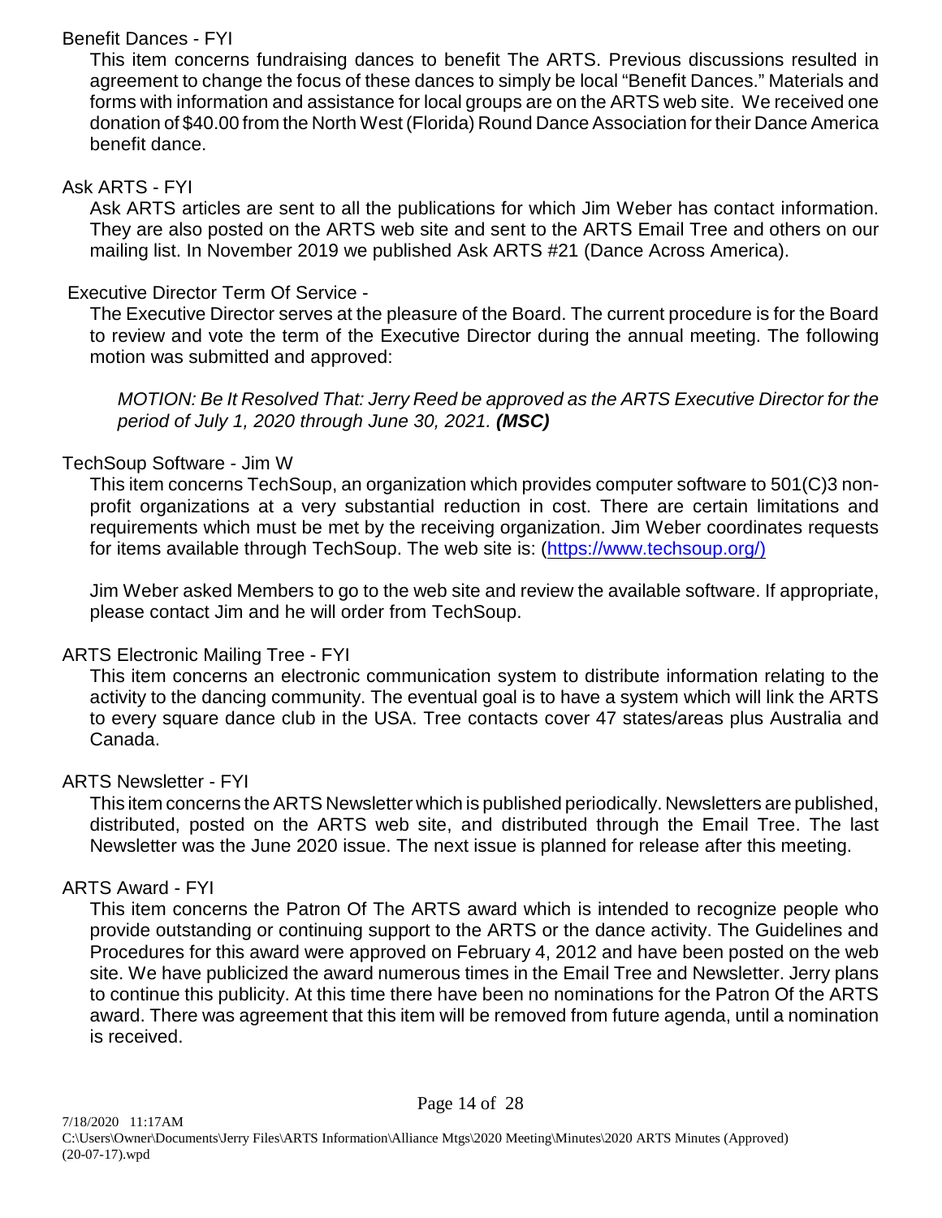Benefit Dances - FYI

This item concerns fundraising dances to benefit The ARTS. Previous discussions resulted in agreement to change the focus of these dances to simply be local "Benefit Dances." Materials and forms with information and assistance for local groups are on the ARTS web site. We received one donation of $40.00 from the North West (Florida) Round Dance Association for their Dance America benefit dance.

Ask ARTS - FYI

Ask ARTS articles are sent to all the publications for which Jim Weber has contact information. They are also posted on the ARTS web site and sent to the ARTS Email Tree and others on our mailing list. In November 2019 we published Ask ARTS #21 (Dance Across America).

Executive Director Term Of Service -

The Executive Director serves at the pleasure of the Board. The current procedure is for the Board to review and vote the term of the Executive Director during the annual meeting. The following motion was submitted and approved:

*MOTION: Be It Resolved That: Jerry Reed be approved as the ARTS Executive Director for the period of July 1, 2020 through June 30, 2021.* ***(MSC)***

TechSoup Software - Jim W

This item concerns TechSoup, an organization which provides computer software to 501(C)3 non-profit organizations at a very substantial reduction in cost. There are certain limitations and requirements which must be met by the receiving organization. Jim Weber coordinates requests for items available through TechSoup. The web site is: (https://www.techsoup.org/)

Jim Weber asked Members to go to the web site and review the available software. If appropriate, please contact Jim and he will order from TechSoup.

ARTS Electronic Mailing Tree - FYI

This item concerns an electronic communication system to distribute information relating to the activity to the dancing community. The eventual goal is to have a system which will link the ARTS to every square dance club in the USA. Tree contacts cover 47 states/areas plus Australia and Canada.

ARTS Newsletter - FYI

This item concerns the ARTS Newsletter which is published periodically. Newsletters are published, distributed, posted on the ARTS web site, and distributed through the Email Tree. The last Newsletter was the June 2020 issue. The next issue is planned for release after this meeting.

ARTS Award - FYI

This item concerns the Patron Of The ARTS award which is intended to recognize people who provide outstanding or continuing support to the ARTS or the dance activity. The Guidelines and Procedures for this award were approved on February 4, 2012 and have been posted on the web site. We have publicized the award numerous times in the Email Tree and Newsletter. Jerry plans to continue this publicity. At this time there have been no nominations for the Patron Of the ARTS award. There was agreement that this item will be removed from future agenda, until a nomination is received.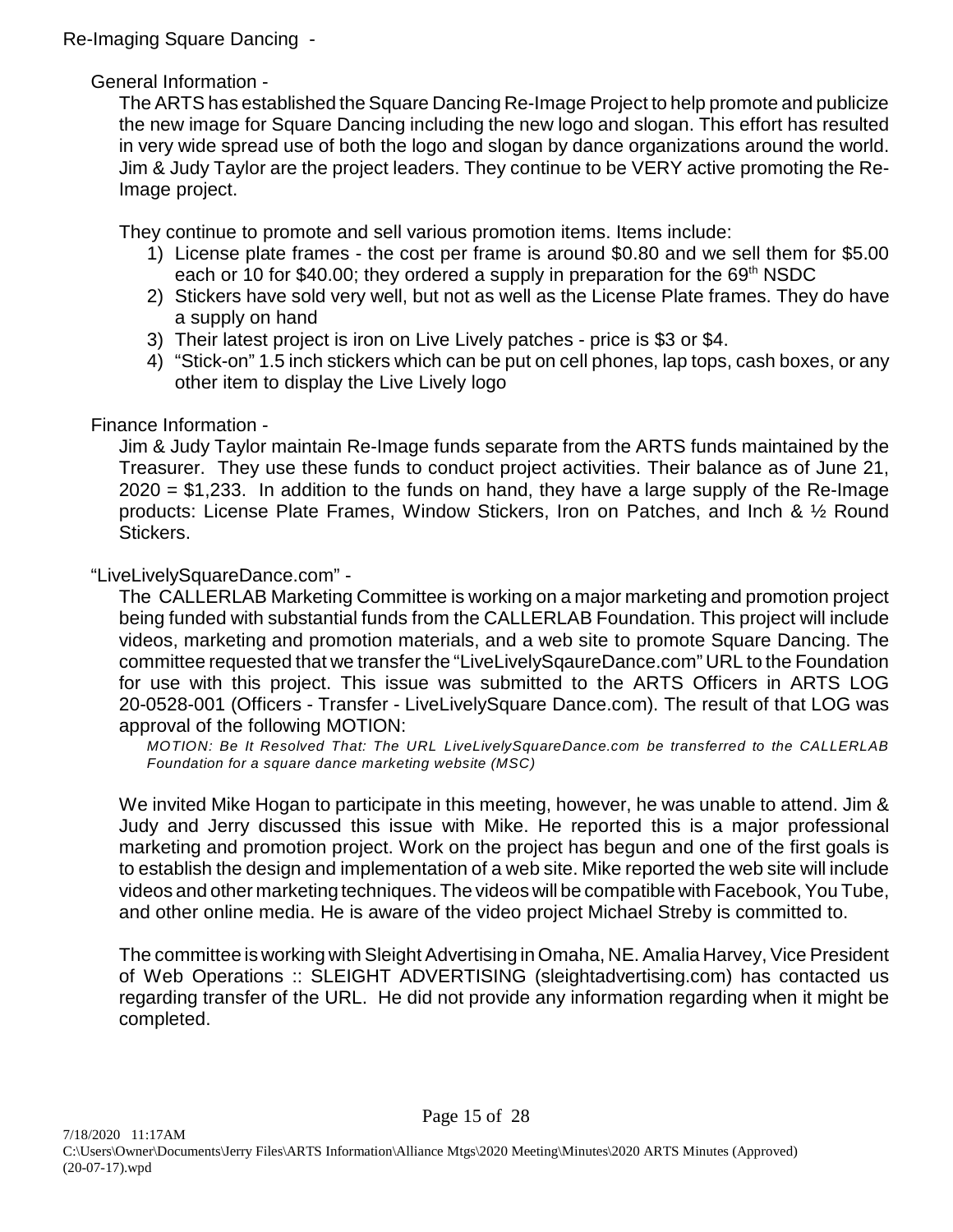## Re-Imaging Square Dancing -

### General Information -

The ARTS has established the Square Dancing Re-Image Project to help promote and publicize the new image for Square Dancing including the new logo and slogan. This effort has resulted in very wide spread use of both the logo and slogan by dance organizations around the world. Jim & Judy Taylor are the project leaders. They continue to be VERY active promoting the Re-Image project.

They continue to promote and sell various promotion items. Items include:

1) License plate frames - the cost per frame is around $0.80 and we sell them for $5.00 each or 10 for $40.00; they ordered a supply in preparation for the 69th NSDC
2) Stickers have sold very well, but not as well as the License Plate frames. They do have a supply on hand
3) Their latest project is iron on Live Lively patches - price is $3 or $4.
4) "Stick-on" 1.5 inch stickers which can be put on cell phones, lap tops, cash boxes, or any other item to display the Live Lively logo

### Finance Information -

Jim & Judy Taylor maintain Re-Image funds separate from the ARTS funds maintained by the Treasurer. They use these funds to conduct project activities. Their balance as of June 21, 2020 = $1,233. In addition to the funds on hand, they have a large supply of the Re-Image products: License Plate Frames, Window Stickers, Iron on Patches, and Inch & ½ Round Stickers.

### "LiveLivelySquareDance.com" -

The CALLERLAB Marketing Committee is working on a major marketing and promotion project being funded with substantial funds from the CALLERLAB Foundation. This project will include videos, marketing and promotion materials, and a web site to promote Square Dancing. The committee requested that we transfer the "LiveLivelySqaureDance.com" URL to the Foundation for use with this project. This issue was submitted to the ARTS Officers in ARTS LOG 20-0528-001 (Officers - Transfer - LiveLivelySquare Dance.com). The result of that LOG was approval of the following MOTION:

*MOTION: Be It Resolved That: The URL LiveLivelySquareDance.com be transferred to the CALLERLAB Foundation for a square dance marketing website (MSC)*

We invited Mike Hogan to participate in this meeting, however, he was unable to attend. Jim & Judy and Jerry discussed this issue with Mike. He reported this is a major professional marketing and promotion project. Work on the project has begun and one of the first goals is to establish the design and implementation of a web site. Mike reported the web site will include videos and other marketing techniques. The videos will be compatible with Facebook, You Tube, and other online media. He is aware of the video project Michael Streby is committed to.

The committee is working with Sleight Advertising in Omaha, NE. Amalia Harvey, Vice President of Web Operations :: SLEIGHT ADVERTISING (sleightadvertising.com) has contacted us regarding transfer of the URL. He did not provide any information regarding when it might be completed.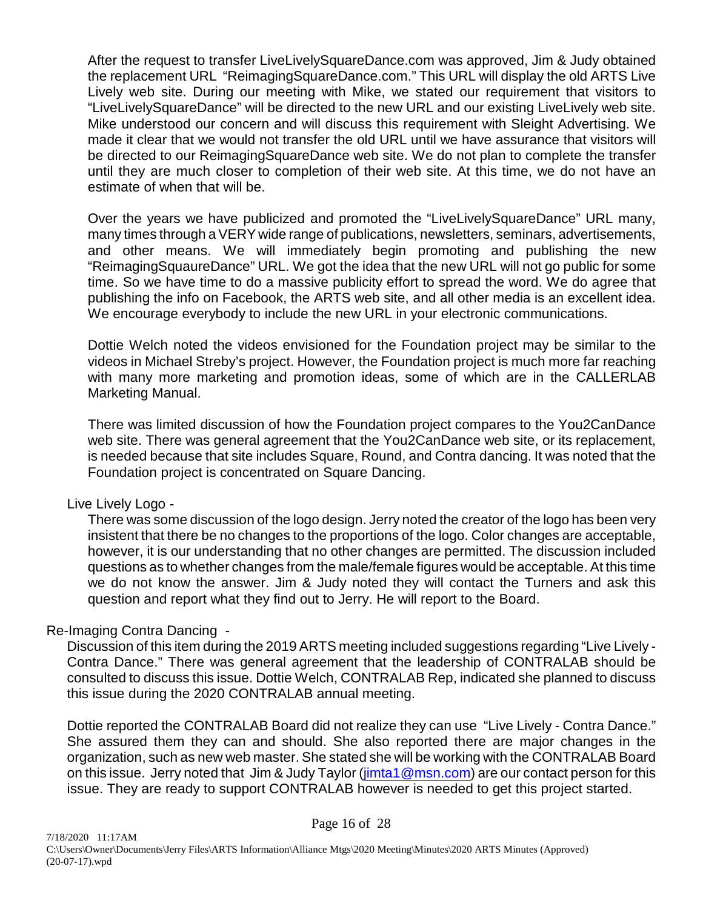After the request to transfer LiveLivelySquareDance.com was approved, Jim & Judy obtained the replacement URL "ReimagingSquareDance.com." This URL will display the old ARTS Live Lively web site. During our meeting with Mike, we stated our requirement that visitors to "LiveLivelySquareDance" will be directed to the new URL and our existing LiveLively web site. Mike understood our concern and will discuss this requirement with Sleight Advertising. We made it clear that we would not transfer the old URL until we have assurance that visitors will be directed to our ReimagingSquareDance web site. We do not plan to complete the transfer until they are much closer to completion of their web site. At this time, we do not have an estimate of when that will be.

Over the years we have publicized and promoted the "LiveLivelySquareDance" URL many, many times through a VERY wide range of publications, newsletters, seminars, advertisements, and other means. We will immediately begin promoting and publishing the new "ReimagingSquaureDance" URL. We got the idea that the new URL will not go public for some time. So we have time to do a massive publicity effort to spread the word. We do agree that publishing the info on Facebook, the ARTS web site, and all other media is an excellent idea. We encourage everybody to include the new URL in your electronic communications.

Dottie Welch noted the videos envisioned for the Foundation project may be similar to the videos in Michael Streby's project. However, the Foundation project is much more far reaching with many more marketing and promotion ideas, some of which are in the CALLERLAB Marketing Manual.

There was limited discussion of how the Foundation project compares to the You2CanDance web site. There was general agreement that the You2CanDance web site, or its replacement, is needed because that site includes Square, Round, and Contra dancing. It was noted that the Foundation project is concentrated on Square Dancing.

Live Lively Logo -

There was some discussion of the logo design. Jerry noted the creator of the logo has been very insistent that there be no changes to the proportions of the logo. Color changes are acceptable, however, it is our understanding that no other changes are permitted. The discussion included questions as to whether changes from the male/female figures would be acceptable. At this time we do not know the answer. Jim & Judy noted they will contact the Turners and ask this question and report what they find out to Jerry. He will report to the Board.

Re-Imaging Contra Dancing -

Discussion of this item during the 2019 ARTS meeting included suggestions regarding "Live Lively - Contra Dance." There was general agreement that the leadership of CONTRALAB should be consulted to discuss this issue. Dottie Welch, CONTRALAB Rep, indicated she planned to discuss this issue during the 2020 CONTRALAB annual meeting.

Dottie reported the CONTRALAB Board did not realize they can use "Live Lively - Contra Dance." She assured them they can and should. She also reported there are major changes in the organization, such as new web master. She stated she will be working with the CONTRALAB Board on this issue. Jerry noted that Jim & Judy Taylor (jimta1@msn.com) are our contact person for this issue. They are ready to support CONTRALAB however is needed to get this project started.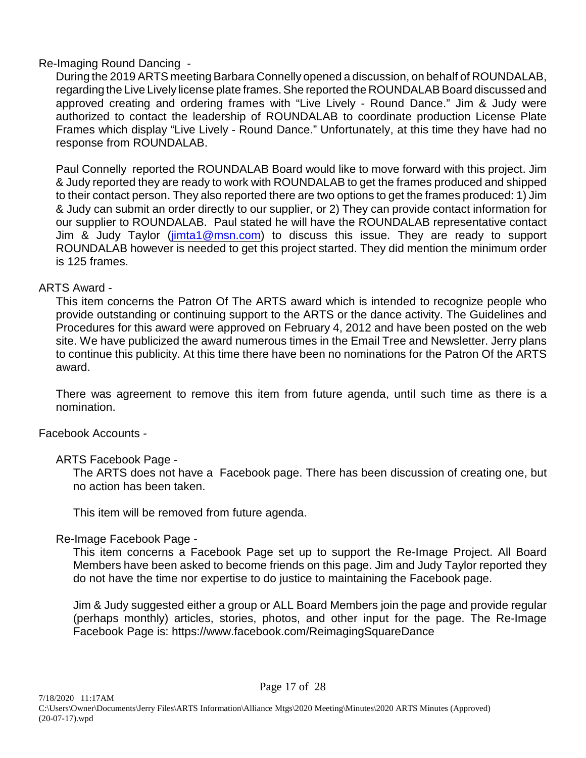Re-Imaging Round Dancing -

During the 2019 ARTS meeting Barbara Connelly opened a discussion, on behalf of ROUNDALAB, regarding the Live Lively license plate frames. She reported the ROUNDALAB Board discussed and approved creating and ordering frames with "Live Lively - Round Dance." Jim & Judy were authorized to contact the leadership of ROUNDALAB to coordinate production License Plate Frames which display "Live Lively - Round Dance." Unfortunately, at this time they have had no response from ROUNDALAB.

Paul Connelly reported the ROUNDALAB Board would like to move forward with this project. Jim & Judy reported they are ready to work with ROUNDALAB to get the frames produced and shipped to their contact person. They also reported there are two options to get the frames produced: 1) Jim & Judy can submit an order directly to our supplier, or 2) They can provide contact information for our supplier to ROUNDALAB. Paul stated he will have the ROUNDALAB representative contact Jim & Judy Taylor (jimta1@msn.com) to discuss this issue. They are ready to support ROUNDALAB however is needed to get this project started. They did mention the minimum order is 125 frames.

ARTS Award -

This item concerns the Patron Of The ARTS award which is intended to recognize people who provide outstanding or continuing support to the ARTS or the dance activity. The Guidelines and Procedures for this award were approved on February 4, 2012 and have been posted on the web site. We have publicized the award numerous times in the Email Tree and Newsletter. Jerry plans to continue this publicity. At this time there have been no nominations for the Patron Of the ARTS award.

There was agreement to remove this item from future agenda, until such time as there is a nomination.

Facebook Accounts -

ARTS Facebook Page -

The ARTS does not have a Facebook page. There has been discussion of creating one, but no action has been taken.

This item will be removed from future agenda.

Re-Image Facebook Page -

This item concerns a Facebook Page set up to support the Re-Image Project. All Board Members have been asked to become friends on this page. Jim and Judy Taylor reported they do not have the time nor expertise to do justice to maintaining the Facebook page.

Jim & Judy suggested either a group or ALL Board Members join the page and provide regular (perhaps monthly) articles, stories, photos, and other input for the page. The Re-Image Facebook Page is: https://www.facebook.com/ReimagingSquareDance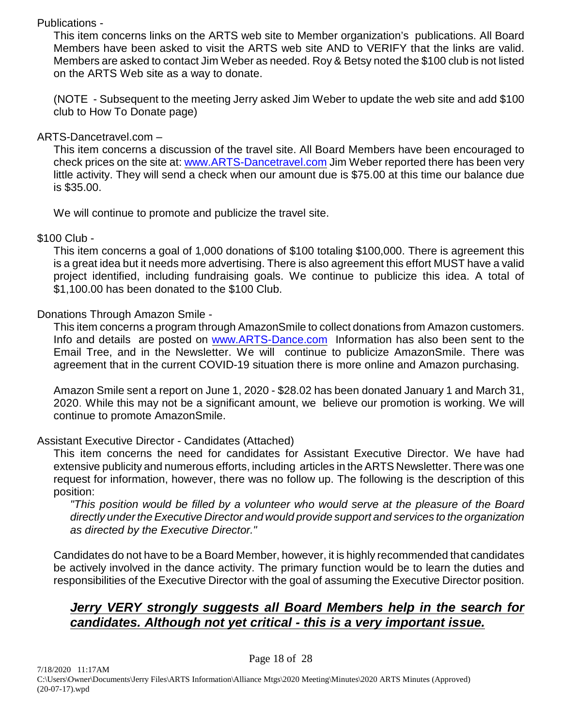Publications -

This item concerns links on the ARTS web site to Member organization's publications. All Board Members have been asked to visit the ARTS web site AND to VERIFY that the links are valid. Members are asked to contact Jim Weber as needed. Roy & Betsy noted the $100 club is not listed on the ARTS Web site as a way to donate.

(NOTE - Subsequent to the meeting Jerry asked Jim Weber to update the web site and add $100 club to How To Donate page)

ARTS-Dancetravel.com –

This item concerns a discussion of the travel site. All Board Members have been encouraged to check prices on the site at: www.ARTS-Dancetravel.com Jim Weber reported there has been very little activity. They will send a check when our amount due is $75.00 at this time our balance due is $35.00.

We will continue to promote and publicize the travel site.

$100 Club -

This item concerns a goal of 1,000 donations of $100 totaling $100,000. There is agreement this is a great idea but it needs more advertising. There is also agreement this effort MUST have a valid project identified, including fundraising goals. We continue to publicize this idea. A total of $1,100.00 has been donated to the $100 Club.

Donations Through Amazon Smile -

This item concerns a program through AmazonSmile to collect donations from Amazon customers. Info and details are posted on www.ARTS-Dance.com Information has also been sent to the Email Tree, and in the Newsletter. We will continue to publicize AmazonSmile. There was agreement that in the current COVID-19 situation there is more online and Amazon purchasing.

Amazon Smile sent a report on June 1, 2020 - $28.02 has been donated January 1 and March 31, 2020. While this may not be a significant amount, we believe our promotion is working. We will continue to promote AmazonSmile.

Assistant Executive Director - Candidates (Attached)

This item concerns the need for candidates for Assistant Executive Director. We have had extensive publicity and numerous efforts, including articles in the ARTS Newsletter. There was one request for information, however, there was no follow up. The following is the description of this position:

*"This position would be filled by a volunteer who would serve at the pleasure of the Board directly under the Executive Director and would provide support and services to the organization as directed by the Executive Director."*

Candidates do not have to be a Board Member, however, it is highly recommended that candidates be actively involved in the dance activity. The primary function would be to learn the duties and responsibilities of the Executive Director with the goal of assuming the Executive Director position.

***Jerry VERY strongly suggests all Board Members help in the search for candidates. Although not yet critical - this is a very important issue.***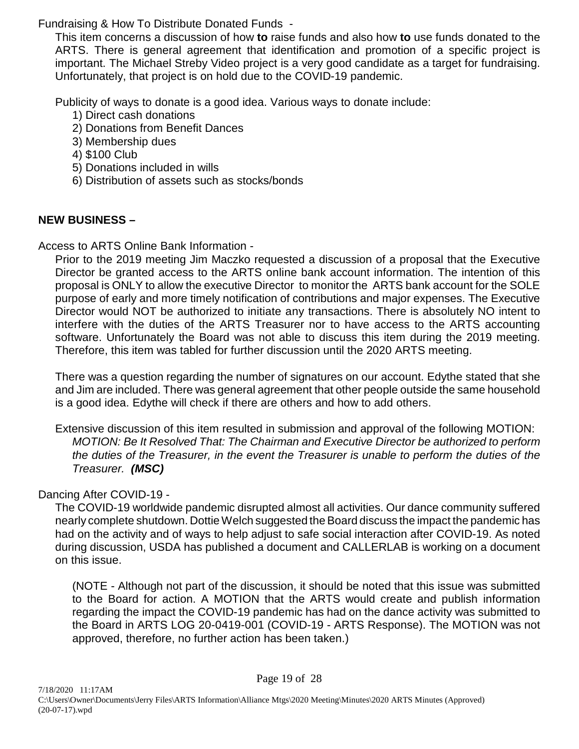Fundraising & How To Distribute Donated Funds -

This item concerns a discussion of how **to** raise funds and also how **to** use funds donated to the ARTS. There is general agreement that identification and promotion of a specific project is important. The Michael Streby Video project is a very good candidate as a target for fundraising. Unfortunately, that project is on hold due to the COVID-19 pandemic.

Publicity of ways to donate is a good idea. Various ways to donate include:

1) Direct cash donations
2) Donations from Benefit Dances
3) Membership dues
4) $100 Club
5) Donations included in wills
6) Distribution of assets such as stocks/bonds

**NEW BUSINESS –**

Access to ARTS Online Bank Information -

Prior to the 2019 meeting Jim Maczko requested a discussion of a proposal that the Executive Director be granted access to the ARTS online bank account information. The intention of this proposal is ONLY to allow the executive Director to monitor the ARTS bank account for the SOLE purpose of early and more timely notification of contributions and major expenses. The Executive Director would NOT be authorized to initiate any transactions. There is absolutely NO intent to interfere with the duties of the ARTS Treasurer nor to have access to the ARTS accounting software. Unfortunately the Board was not able to discuss this item during the 2019 meeting. Therefore, this item was tabled for further discussion until the 2020 ARTS meeting.

There was a question regarding the number of signatures on our account. Edythe stated that she and Jim are included. There was general agreement that other people outside the same household is a good idea. Edythe will check if there are others and how to add others.

Extensive discussion of this item resulted in submission and approval of the following MOTION:

*MOTION: Be It Resolved That: The Chairman and Executive Director be authorized to perform the duties of the Treasurer, in the event the Treasurer is unable to perform the duties of the Treasurer.* ***(MSC)***

Dancing After COVID-19 -

The COVID-19 worldwide pandemic disrupted almost all activities. Our dance community suffered nearly complete shutdown. Dottie Welch suggested the Board discuss the impact the pandemic has had on the activity and of ways to help adjust to safe social interaction after COVID-19. As noted during discussion, USDA has published a document and CALLERLAB is working on a document on this issue.

(NOTE - Although not part of the discussion, it should be noted that this issue was submitted to the Board for action. A MOTION that the ARTS would create and publish information regarding the impact the COVID-19 pandemic has had on the dance activity was submitted to the Board in ARTS LOG 20-0419-001 (COVID-19 - ARTS Response). The MOTION was not approved, therefore, no further action has been taken.)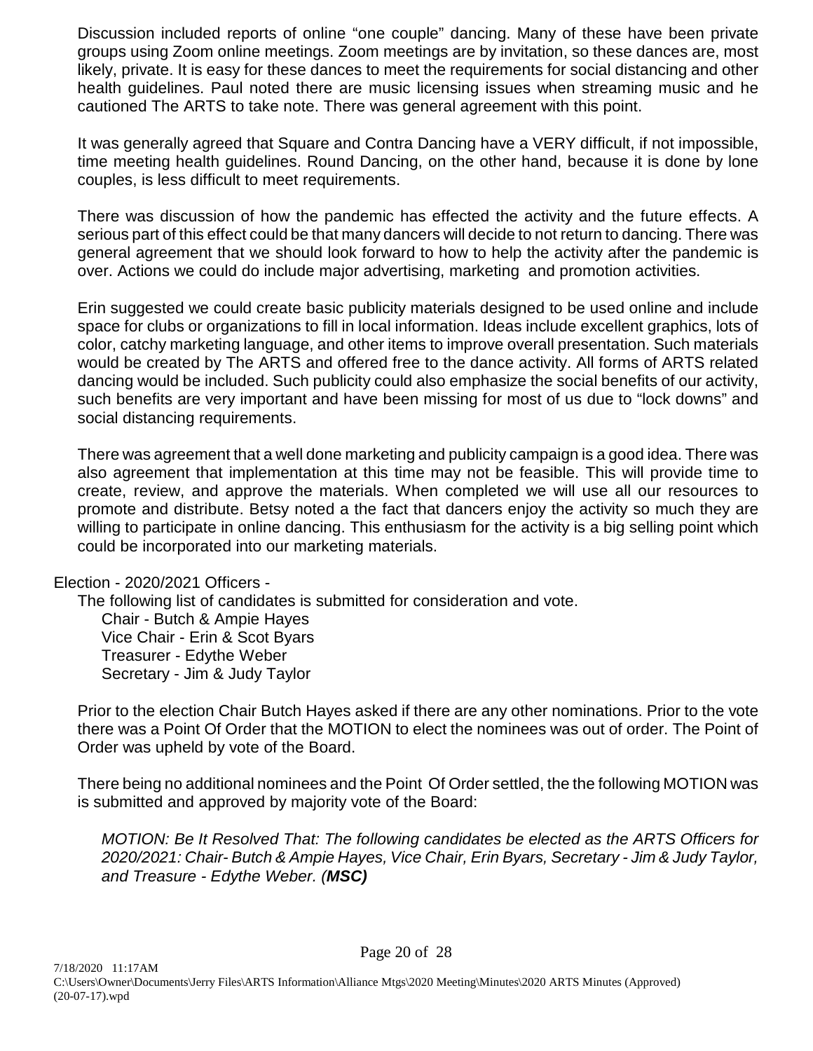Discussion included reports of online "one couple" dancing. Many of these have been private groups using Zoom online meetings. Zoom meetings are by invitation, so these dances are, most likely, private. It is easy for these dances to meet the requirements for social distancing and other health guidelines. Paul noted there are music licensing issues when streaming music and he cautioned The ARTS to take note. There was general agreement with this point.

It was generally agreed that Square and Contra Dancing have a VERY difficult, if not impossible, time meeting health guidelines. Round Dancing, on the other hand, because it is done by lone couples, is less difficult to meet requirements.

There was discussion of how the pandemic has effected the activity and the future effects. A serious part of this effect could be that many dancers will decide to not return to dancing. There was general agreement that we should look forward to how to help the activity after the pandemic is over. Actions we could do include major advertising, marketing and promotion activities.

Erin suggested we could create basic publicity materials designed to be used online and include space for clubs or organizations to fill in local information. Ideas include excellent graphics, lots of color, catchy marketing language, and other items to improve overall presentation. Such materials would be created by The ARTS and offered free to the dance activity. All forms of ARTS related dancing would be included. Such publicity could also emphasize the social benefits of our activity, such benefits are very important and have been missing for most of us due to "lock downs" and social distancing requirements.

There was agreement that a well done marketing and publicity campaign is a good idea. There was also agreement that implementation at this time may not be feasible. This will provide time to create, review, and approve the materials. When completed we will use all our resources to promote and distribute. Betsy noted a the fact that dancers enjoy the activity so much they are willing to participate in online dancing. This enthusiasm for the activity is a big selling point which could be incorporated into our marketing materials.

Election - 2020/2021 Officers -

The following list of candidates is submitted for consideration and vote.

Chair - Butch & Ampie Hayes
Vice Chair - Erin & Scot Byars
Treasurer - Edythe Weber
Secretary - Jim & Judy Taylor

Prior to the election Chair Butch Hayes asked if there are any other nominations. Prior to the vote there was a Point Of Order that the MOTION to elect the nominees was out of order. The Point of Order was upheld by vote of the Board.

There being no additional nominees and the Point Of Order settled, the the following MOTION was is submitted and approved by majority vote of the Board:

*MOTION: Be It Resolved That: The following candidates be elected as the ARTS Officers for 2020/2021: Chair- Butch & Ampie Hayes, Vice Chair, Erin Byars, Secretary - Jim & Judy Taylor, and Treasure - Edythe Weber. (**MSC**)*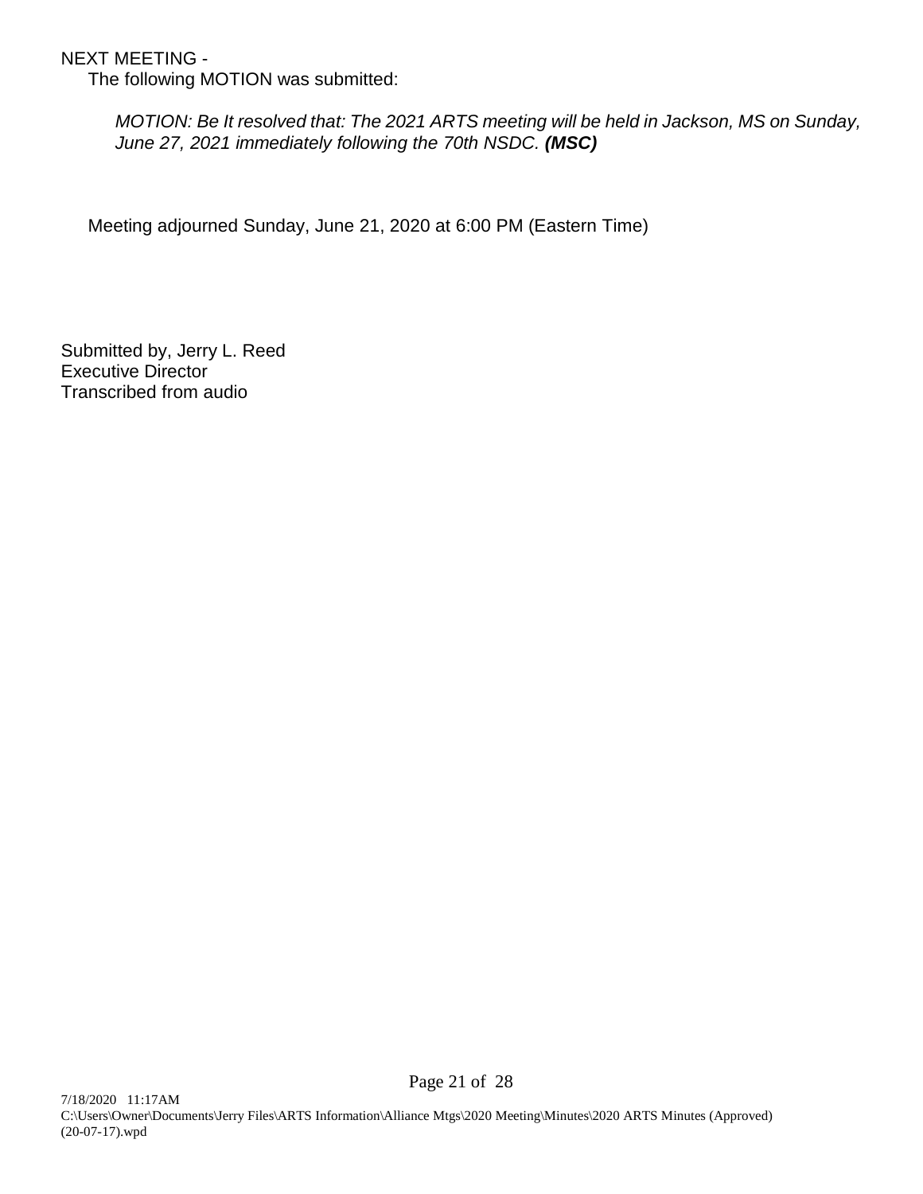NEXT MEETING -

The following MOTION was submitted:

*MOTION: Be It resolved that: The 2021 ARTS meeting will be held in Jackson, MS on Sunday, June 27, 2021 immediately following the 70th NSDC.* ***(MSC)***

Meeting adjourned Sunday, June 21, 2020 at 6:00 PM (Eastern Time)

Submitted by, Jerry L. Reed
Executive Director
Transcribed from audio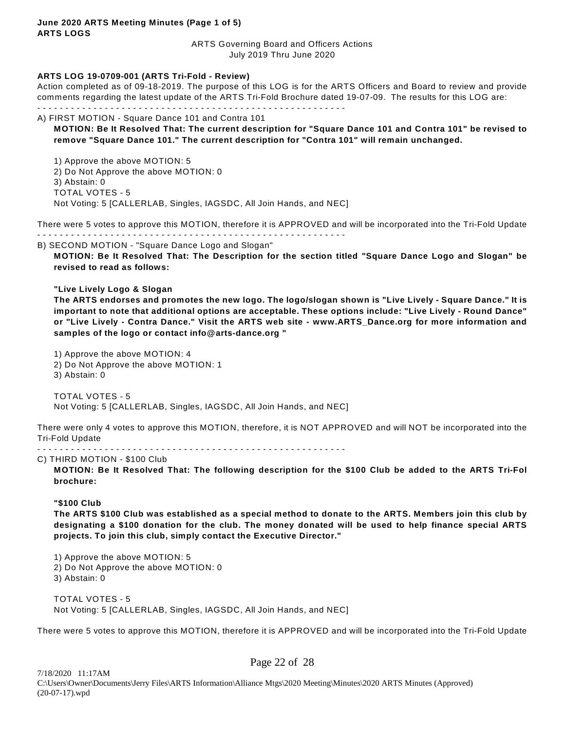**June 2020 ARTS Meeting Minutes (Page 1 of 5)**
**ARTS LOGS**

ARTS Governing Board and Officers Actions
July 2019 Thru June 2020

**ARTS LOG 19-0709-001 (ARTS Tri-Fold - Review)**
Action completed as of 09-18-2019. The purpose of this LOG is for the ARTS Officers and Board to review and provide comments regarding the latest update of the ARTS Tri-Fold Brochure dated 19-07-09. The results for this LOG are:

- - - - - - - - - - - - - - - - - - - - - - - - - - - - - - - - - - - - - - - - - - - - - - - - - - - - - -

A) FIRST MOTION - Square Dance 101 and Contra 101

**MOTION: Be It Resolved That: The current description for "Square Dance 101 and Contra 101" be revised to remove "Square Dance 101." The current description for "Contra 101" will remain unchanged.**

1) Approve the above MOTION: 5
2) Do Not Approve the above MOTION: 0
3) Abstain: 0
TOTAL VOTES - 5
Not Voting: 5 [CALLERLAB, Singles, IAGSDC, All Join Hands, and NEC]

There were 5 votes to approve this MOTION, therefore it is APPROVED and will be incorporated into the Tri-Fold Update

- - - - - - - - - - - - - - - - - - - - - - - - - - - - - - - - - - - - - - - - - - - - - - - - - - - - - -

B) SECOND MOTION - "Square Dance Logo and Slogan"

**MOTION: Be It Resolved That: The Description for the section titled "Square Dance Logo and Slogan" be revised to read as follows:**

**"Live Lively Logo & Slogan**
**The ARTS endorses and promotes the new logo. The logo/slogan shown is "Live Lively - Square Dance." It is important to note that additional options are acceptable. These options include: "Live Lively - Round Dance" or "Live Lively - Contra Dance." Visit the ARTS web site - www.ARTS_Dance.org for more information and samples of the logo or contact info@arts-dance.org "**

1) Approve the above MOTION: 4
2) Do Not Approve the above MOTION: 1
3) Abstain: 0

TOTAL VOTES - 5
Not Voting: 5 [CALLERLAB, Singles, IAGSDC, All Join Hands, and NEC]

There were only 4 votes to approve this MOTION, therefore, it is NOT APPROVED and will NOT be incorporated into the Tri-Fold Update

- - - - - - - - - - - - - - - - - - - - - - - - - - - - - - - - - - - - - - - - - - - - - - - - - - - - - -

C) THIRD MOTION - $100 Club

**MOTION: Be It Resolved That: The following description for the $100 Club be added to the ARTS Tri-Fol brochure:**

**"$100 Club**
**The ARTS $100 Club was established as a special method to donate to the ARTS. Members join this club by designating a $100 donation for the club. The money donated will be used to help finance special ARTS projects. To join this club, simply contact the Executive Director."**

1) Approve the above MOTION: 5
2) Do Not Approve the above MOTION: 0
3) Abstain: 0

TOTAL VOTES - 5
Not Voting: 5 [CALLERLAB, Singles, IAGSDC, All Join Hands, and NEC]

There were 5 votes to approve this MOTION, therefore it is APPROVED and will be incorporated into the Tri-Fold Update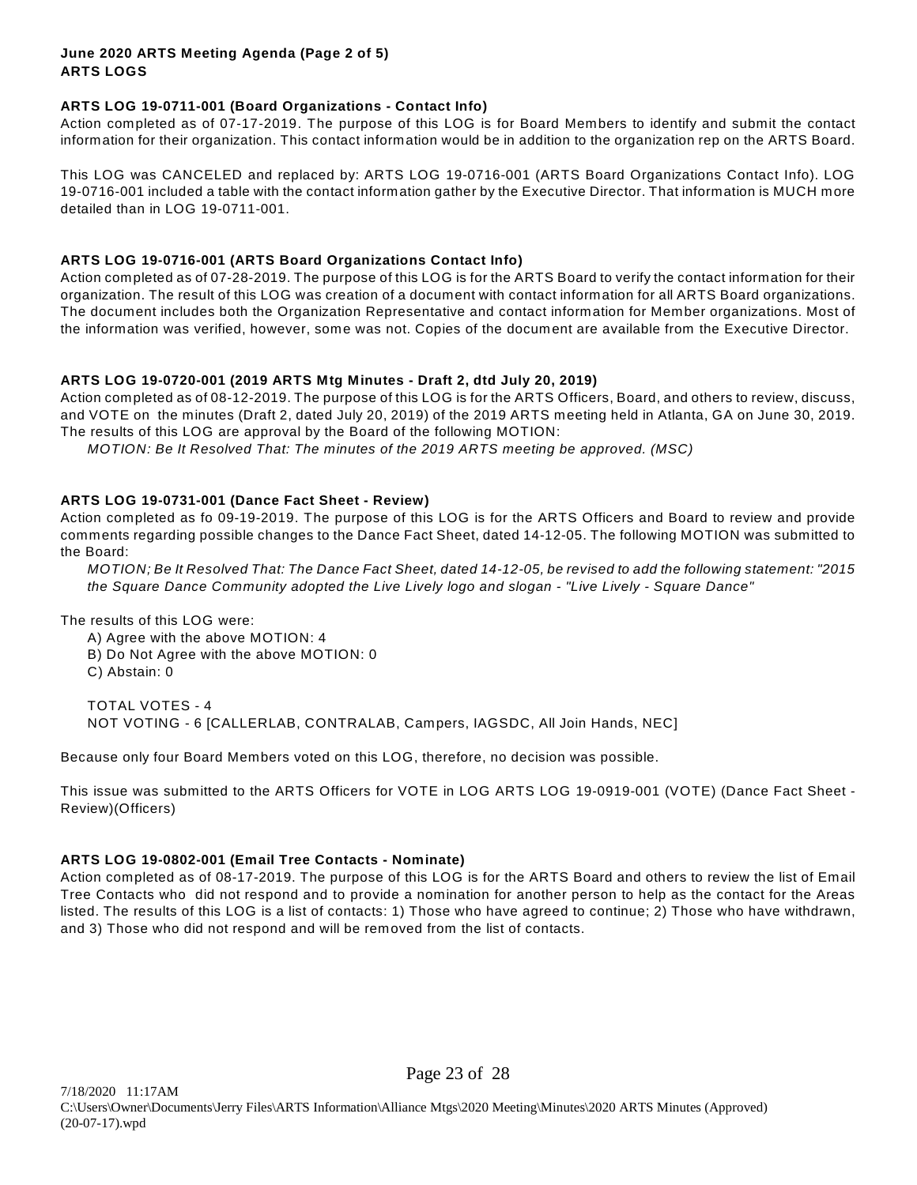**June 2020 ARTS Meeting Agenda (Page 2 of 5)**
**ARTS LOGS**

**ARTS LOG 19-0711-001 (Board Organizations - Contact Info)**
Action completed as of 07-17-2019. The purpose of this LOG is for Board Members to identify and submit the contact information for their organization. This contact information would be in addition to the organization rep on the ARTS Board.

This LOG was CANCELED and replaced by: ARTS LOG 19-0716-001 (ARTS Board Organizations Contact Info). LOG 19-0716-001 included a table with the contact information gather by the Executive Director. That information is MUCH more detailed than in LOG 19-0711-001.

**ARTS LOG 19-0716-001 (ARTS Board Organizations Contact Info)**
Action completed as of 07-28-2019. The purpose of this LOG is for the ARTS Board to verify the contact information for their organization. The result of this LOG was creation of a document with contact information for all ARTS Board organizations. The document includes both the Organization Representative and contact information for Member organizations. Most of the information was verified, however, some was not. Copies of the document are available from the Executive Director.

**ARTS LOG 19-0720-001 (2019 ARTS Mtg Minutes - Draft 2, dtd July 20, 2019)**
Action completed as of 08-12-2019. The purpose of this LOG is for the ARTS Officers, Board, and others to review, discuss, and VOTE on the minutes (Draft 2, dated July 20, 2019) of the 2019 ARTS meeting held in Atlanta, GA on June 30, 2019. The results of this LOG are approval by the Board of the following MOTION:

*MOTION: Be It Resolved That: The minutes of the 2019 ARTS meeting be approved. (MSC)*

**ARTS LOG 19-0731-001 (Dance Fact Sheet - Review)**
Action completed as fo 09-19-2019. The purpose of this LOG is for the ARTS Officers and Board to review and provide comments regarding possible changes to the Dance Fact Sheet, dated 14-12-05. The following MOTION was submitted to the Board:

*MOTION; Be It Resolved That: The Dance Fact Sheet, dated 14-12-05, be revised to add the following statement: "2015 the Square Dance Community adopted the Live Lively logo and slogan - "Live Lively - Square Dance"*

The results of this LOG were:

A) Agree with the above MOTION: 4
B) Do Not Agree with the above MOTION: 0
C) Abstain: 0

TOTAL VOTES - 4
NOT VOTING - 6 [CALLERLAB, CONTRALAB, Campers, IAGSDC, All Join Hands, NEC]

Because only four Board Members voted on this LOG, therefore, no decision was possible.

This issue was submitted to the ARTS Officers for VOTE in LOG ARTS LOG 19-0919-001 (VOTE) (Dance Fact Sheet - Review)(Officers)

**ARTS LOG 19-0802-001 (Email Tree Contacts - Nominate)**
Action completed as of 08-17-2019. The purpose of this LOG is for the ARTS Board and others to review the list of Email Tree Contacts who did not respond and to provide a nomination for another person to help as the contact for the Areas listed. The results of this LOG is a list of contacts: 1) Those who have agreed to continue; 2) Those who have withdrawn, and 3) Those who did not respond and will be removed from the list of contacts.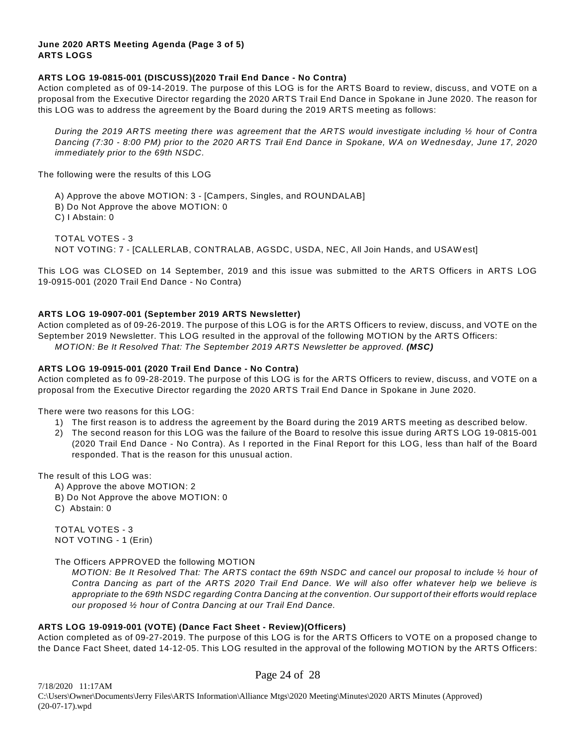**June 2020 ARTS Meeting Agenda (Page 3 of 5)**
**ARTS LOGS**

**ARTS LOG 19-0815-001 (DISCUSS)(2020 Trail End Dance - No Contra)**
Action completed as of 09-14-2019. The purpose of this LOG is for the ARTS Board to review, discuss, and VOTE on a proposal from the Executive Director regarding the 2020 ARTS Trail End Dance in Spokane in June 2020. The reason for this LOG was to address the agreement by the Board during the 2019 ARTS meeting as follows:

*During the 2019 ARTS meeting there was agreement that the ARTS would investigate including ½ hour of Contra Dancing (7:30 - 8:00 PM) prior to the 2020 ARTS Trail End Dance in Spokane, WA on Wednesday, June 17, 2020 immediately prior to the 69th NSDC.*

The following were the results of this LOG

A) Approve the above MOTION: 3 - [Campers, Singles, and ROUNDALAB]
B) Do Not Approve the above MOTION: 0
C) I Abstain: 0

TOTAL VOTES - 3
NOT VOTING: 7 - [CALLERLAB, CONTRALAB, AGSDC, USDA, NEC, All Join Hands, and USAWest]

This LOG was CLOSED on 14 September, 2019 and this issue was submitted to the ARTS Officers in ARTS LOG 19-0915-001 (2020 Trail End Dance - No Contra)

**ARTS LOG 19-0907-001 (September 2019 ARTS Newsletter)**
Action completed as of 09-26-2019. The purpose of this LOG is for the ARTS Officers to review, discuss, and VOTE on the September 2019 Newsletter. This LOG resulted in the approval of the following MOTION by the ARTS Officers:
*MOTION: Be It Resolved That: The September 2019 ARTS Newsletter be approved.* ***(MSC)***

**ARTS LOG 19-0915-001 (2020 Trail End Dance - No Contra)**
Action completed as fo 09-28-2019. The purpose of this LOG is for the ARTS Officers to review, discuss, and VOTE on a proposal from the Executive Director regarding the 2020 ARTS Trail End Dance in Spokane in June 2020.

There were two reasons for this LOG:

1) The first reason is to address the agreement by the Board during the 2019 ARTS meeting as described below.
2) The second reason for this LOG was the failure of the Board to resolve this issue during ARTS LOG 19-0815-001 (2020 Trail End Dance - No Contra). As I reported in the Final Report for this LOG, less than half of the Board responded. That is the reason for this unusual action.

The result of this LOG was:

A) Approve the above MOTION: 2
B) Do Not Approve the above MOTION: 0
C) Abstain: 0

TOTAL VOTES - 3
NOT VOTING - 1 (Erin)

The Officers APPROVED the following MOTION

*MOTION: Be It Resolved That: The ARTS contact the 69th NSDC and cancel our proposal to include ½ hour of Contra Dancing as part of the ARTS 2020 Trail End Dance. We will also offer whatever help we believe is appropriate to the 69th NSDC regarding Contra Dancing at the convention. Our support of their efforts would replace our proposed ½ hour of Contra Dancing at our Trail End Dance.*

**ARTS LOG 19-0919-001 (VOTE) (Dance Fact Sheet - Review)(Officers)**
Action completed as of 09-27-2019. The purpose of this LOG is for the ARTS Officers to VOTE on a proposed change to the Dance Fact Sheet, dated 14-12-05. This LOG resulted in the approval of the following MOTION by the ARTS Officers: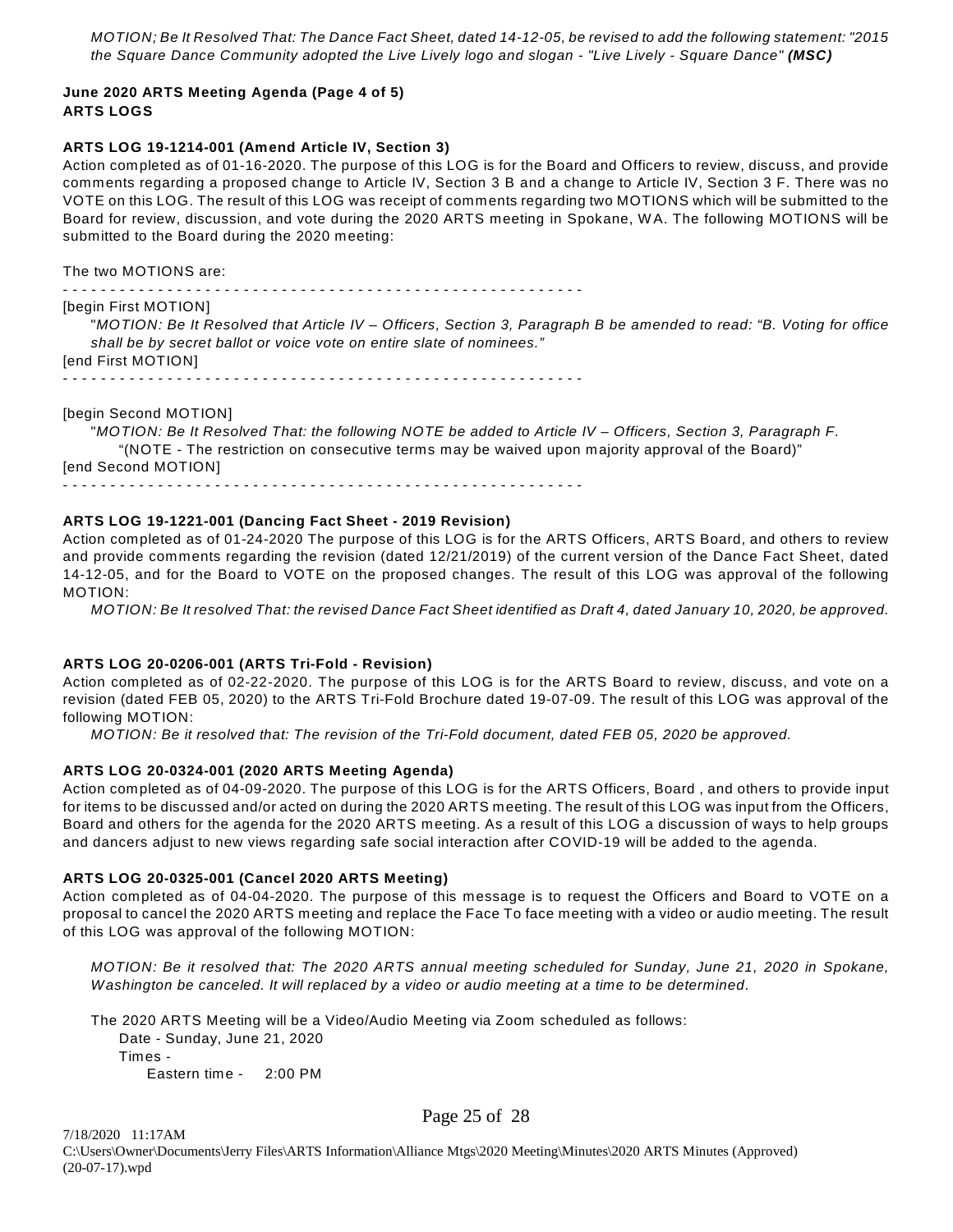*MOTION; Be It Resolved That: The Dance Fact Sheet, dated 14-12-05, be revised to add the following statement: "2015 the Square Dance Community adopted the Live Lively logo and slogan - "Live Lively - Square Dance"* ***(MSC)***

**June 2020 ARTS Meeting Agenda (Page 4 of 5)**
**ARTS LOGS**

**ARTS LOG 19-1214-001 (Amend Article IV, Section 3)**
Action completed as of 01-16-2020. The purpose of this LOG is for the Board and Officers to review, discuss, and provide comments regarding a proposed change to Article IV, Section 3 B and a change to Article IV, Section 3 F. There was no VOTE on this LOG. The result of this LOG was receipt of comments regarding two MOTIONS which will be submitted to the Board for review, discussion, and vote during the 2020 ARTS meeting in Spokane, WA. The following MOTIONS will be submitted to the Board during the 2020 meeting:

The two MOTIONS are:

- - - - - - - - - - - - - - - - - - - - - - - - - - - - - - - - - - - - - - - - - - - - - - - - - - - - -

[begin First MOTION]

"*MOTION: Be It Resolved that Article IV – Officers, Section 3, Paragraph B be amended to read: "B. Voting for office shall be by secret ballot or voice vote on entire slate of nominees."*

[end First MOTION]

- - - - - - - - - - - - - - - - - - - - - - - - - - - - - - - - - - - - - - - - - - - - - - - - - - - - -

[begin Second MOTION]

"*MOTION: Be It Resolved That: the following NOTE be added to Article IV – Officers, Section 3, Paragraph F.*
"(NOTE - The restriction on consecutive terms may be waived upon majority approval of the Board)"

[end Second MOTION]

- - - - - - - - - - - - - - - - - - - - - - - - - - - - - - - - - - - - - - - - - - - - - - - - - - - - -

**ARTS LOG 19-1221-001 (Dancing Fact Sheet - 2019 Revision)**
Action completed as of 01-24-2020 The purpose of this LOG is for the ARTS Officers, ARTS Board, and others to review and provide comments regarding the revision (dated 12/21/2019) of the current version of the Dance Fact Sheet, dated 14-12-05, and for the Board to VOTE on the proposed changes. The result of this LOG was approval of the following MOTION:

*MOTION: Be It resolved That: the revised Dance Fact Sheet identified as Draft 4, dated January 10, 2020, be approved.*

**ARTS LOG 20-0206-001 (ARTS Tri-Fold - Revision)**
Action completed as of 02-22-2020. The purpose of this LOG is for the ARTS Board to review, discuss, and vote on a revision (dated FEB 05, 2020) to the ARTS Tri-Fold Brochure dated 19-07-09. The result of this LOG was approval of the following MOTION:

*MOTION: Be it resolved that: The revision of the Tri-Fold document, dated FEB 05, 2020 be approved.*

**ARTS LOG 20-0324-001 (2020 ARTS Meeting Agenda)**
Action completed as of 04-09-2020. The purpose of this LOG is for the ARTS Officers, Board , and others to provide input for items to be discussed and/or acted on during the 2020 ARTS meeting. The result of this LOG was input from the Officers, Board and others for the agenda for the 2020 ARTS meeting. As a result of this LOG a discussion of ways to help groups and dancers adjust to new views regarding safe social interaction after COVID-19 will be added to the agenda.

**ARTS LOG 20-0325-001 (Cancel 2020 ARTS Meeting)**
Action completed as of 04-04-2020. The purpose of this message is to request the Officers and Board to VOTE on a proposal to cancel the 2020 ARTS meeting and replace the Face To face meeting with a video or audio meeting. The result of this LOG was approval of the following MOTION:

*MOTION: Be it resolved that: The 2020 ARTS annual meeting scheduled for Sunday, June 21, 2020 in Spokane, Washington be canceled. It will replaced by a video or audio meeting at a time to be determined.*

The 2020 ARTS Meeting will be a Video/Audio Meeting via Zoom scheduled as follows:

Date - Sunday, June 21, 2020
Times -
Eastern time - 2:00 PM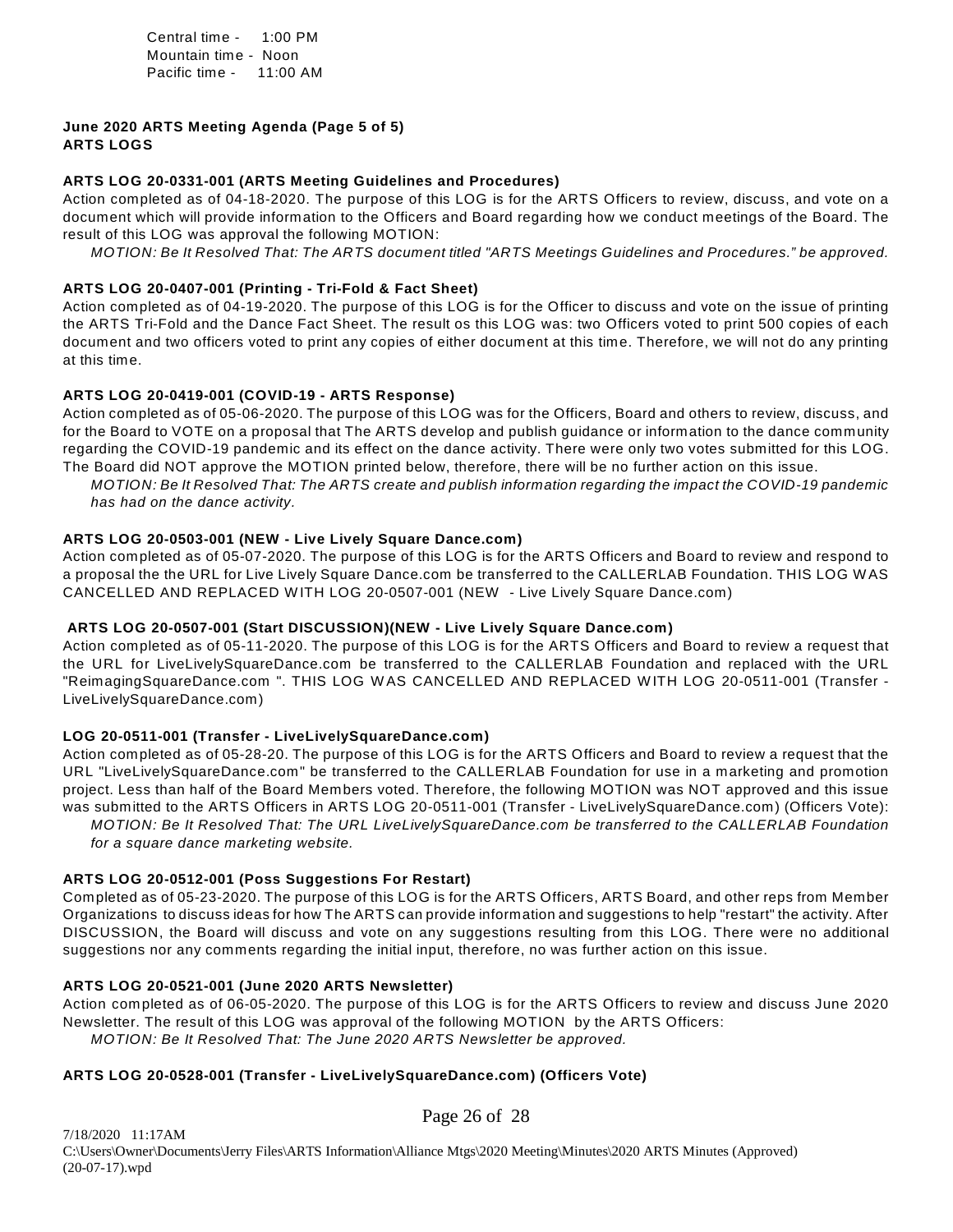Central time - 1:00 PM
Mountain time - Noon
Pacific time - 11:00 AM

**June 2020 ARTS Meeting Agenda (Page 5 of 5)**
**ARTS LOGS**

**ARTS LOG 20-0331-001 (ARTS Meeting Guidelines and Procedures)**
Action completed as of 04-18-2020. The purpose of this LOG is for the ARTS Officers to review, discuss, and vote on a document which will provide information to the Officers and Board regarding how we conduct meetings of the Board. The result of this LOG was approval the following MOTION:

*MOTION: Be It Resolved That: The ARTS document titled "ARTS Meetings Guidelines and Procedures." be approved.*

**ARTS LOG 20-0407-001 (Printing - Tri-Fold & Fact Sheet)**
Action completed as of 04-19-2020. The purpose of this LOG is for the Officer to discuss and vote on the issue of printing the ARTS Tri-Fold and the Dance Fact Sheet. The result os this LOG was: two Officers voted to print 500 copies of each document and two officers voted to print any copies of either document at this time. Therefore, we will not do any printing at this time.

**ARTS LOG 20-0419-001 (COVID-19 - ARTS Response)**
Action completed as of 05-06-2020. The purpose of this LOG was for the Officers, Board and others to review, discuss, and for the Board to VOTE on a proposal that The ARTS develop and publish guidance or information to the dance community regarding the COVID-19 pandemic and its effect on the dance activity. There were only two votes submitted for this LOG. The Board did NOT approve the MOTION printed below, therefore, there will be no further action on this issue.

*MOTION: Be It Resolved That: The ARTS create and publish information regarding the impact the COVID-19 pandemic has had on the dance activity.*

**ARTS LOG 20-0503-001 (NEW - Live Lively Square Dance.com)**
Action completed as of 05-07-2020. The purpose of this LOG is for the ARTS Officers and Board to review and respond to a proposal the the URL for Live Lively Square Dance.com be transferred to the CALLERLAB Foundation. THIS LOG WAS CANCELLED AND REPLACED WITH LOG 20-0507-001 (NEW - Live Lively Square Dance.com)

**ARTS LOG 20-0507-001 (Start DISCUSSION)(NEW - Live Lively Square Dance.com)**
Action completed as of 05-11-2020. The purpose of this LOG is for the ARTS Officers and Board to review a request that the URL for LiveLivelySquareDance.com be transferred to the CALLERLAB Foundation and replaced with the URL "ReimagingSquareDance.com ". THIS LOG WAS CANCELLED AND REPLACED WITH LOG 20-0511-001 (Transfer - LiveLivelySquareDance.com)

**LOG 20-0511-001 (Transfer - LiveLivelySquareDance.com)**
Action completed as of 05-28-20. The purpose of this LOG is for the ARTS Officers and Board to review a request that the URL "LiveLivelySquareDance.com" be transferred to the CALLERLAB Foundation for use in a marketing and promotion project. Less than half of the Board Members voted. Therefore, the following MOTION was NOT approved and this issue was submitted to the ARTS Officers in ARTS LOG 20-0511-001 (Transfer - LiveLivelySquareDance.com) (Officers Vote):

*MOTION: Be It Resolved That: The URL LiveLivelySquareDance.com be transferred to the CALLERLAB Foundation for a square dance marketing website.*

**ARTS LOG 20-0512-001 (Poss Suggestions For Restart)**
Completed as of 05-23-2020. The purpose of this LOG is for the ARTS Officers, ARTS Board, and other reps from Member Organizations to discuss ideas for how The ARTS can provide information and suggestions to help "restart" the activity. After DISCUSSION, the Board will discuss and vote on any suggestions resulting from this LOG. There were no additional suggestions nor any comments regarding the initial input, therefore, no was further action on this issue.

**ARTS LOG 20-0521-001 (June 2020 ARTS Newsletter)**
Action completed as of 06-05-2020. The purpose of this LOG is for the ARTS Officers to review and discuss June 2020 Newsletter. The result of this LOG was approval of the following MOTION by the ARTS Officers:

*MOTION: Be It Resolved That: The June 2020 ARTS Newsletter be approved.*

**ARTS LOG 20-0528-001 (Transfer - LiveLivelySquareDance.com) (Officers Vote)**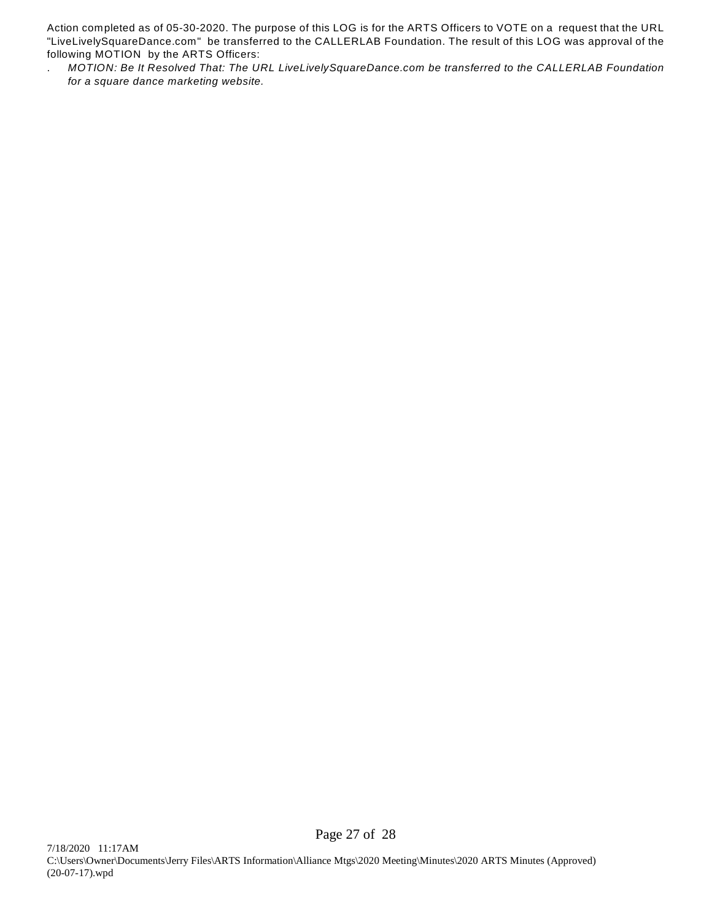Action completed as of 05-30-2020. The purpose of this LOG is for the ARTS Officers to VOTE on a request that the URL "LiveLivelySquareDance.com" be transferred to the CALLERLAB Foundation. The result of this LOG was approval of the following MOTION by the ARTS Officers:

. *MOTION: Be It Resolved That: The URL LiveLivelySquareDance.com be transferred to the CALLERLAB Foundation for a square dance marketing website.*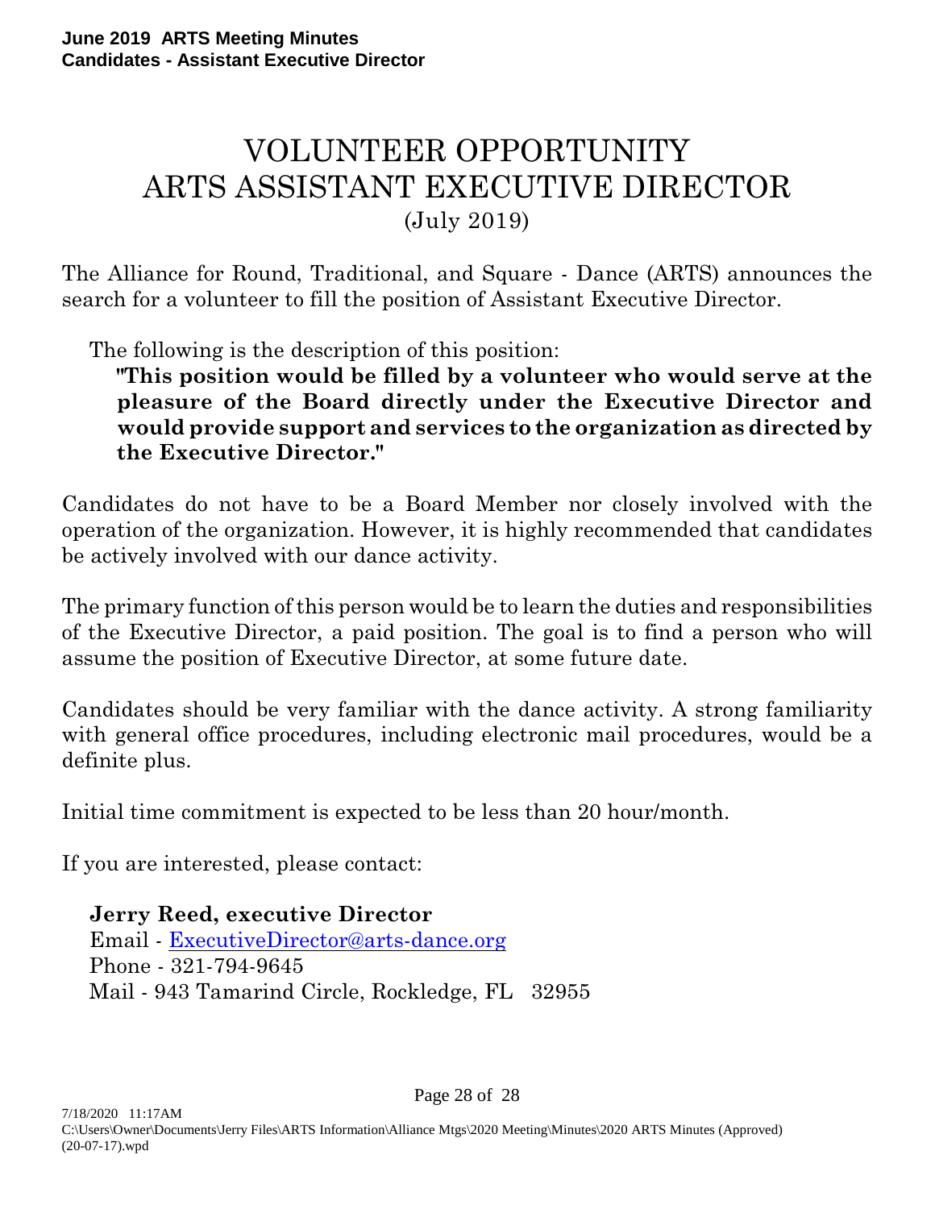# VOLUNTEER OPPORTUNITY
# ARTS ASSISTANT EXECUTIVE DIRECTOR

(July 2019)

The Alliance for Round, Traditional, and Square - Dance (ARTS) announces the search for a volunteer to fill the position of Assistant Executive Director.

The following is the description of this position:

**"This position would be filled by a volunteer who would serve at the pleasure of the Board directly under the Executive Director and would provide support and services to the organization as directed by the Executive Director."**

Candidates do not have to be a Board Member nor closely involved with the operation of the organization. However, it is highly recommended that candidates be actively involved with our dance activity.

The primary function of this person would be to learn the duties and responsibilities of the Executive Director, a paid position. The goal is to find a person who will assume the position of Executive Director, at some future date.

Candidates should be very familiar with the dance activity. A strong familiarity with general office procedures, including electronic mail procedures, would be a definite plus.

Initial time commitment is expected to be less than 20 hour/month.

If you are interested, please contact:

**Jerry Reed, executive Director**
Email - ExecutiveDirector@arts-dance.org
Phone - 321-794-9645
Mail - 943 Tamarind Circle, Rockledge, FL 32955